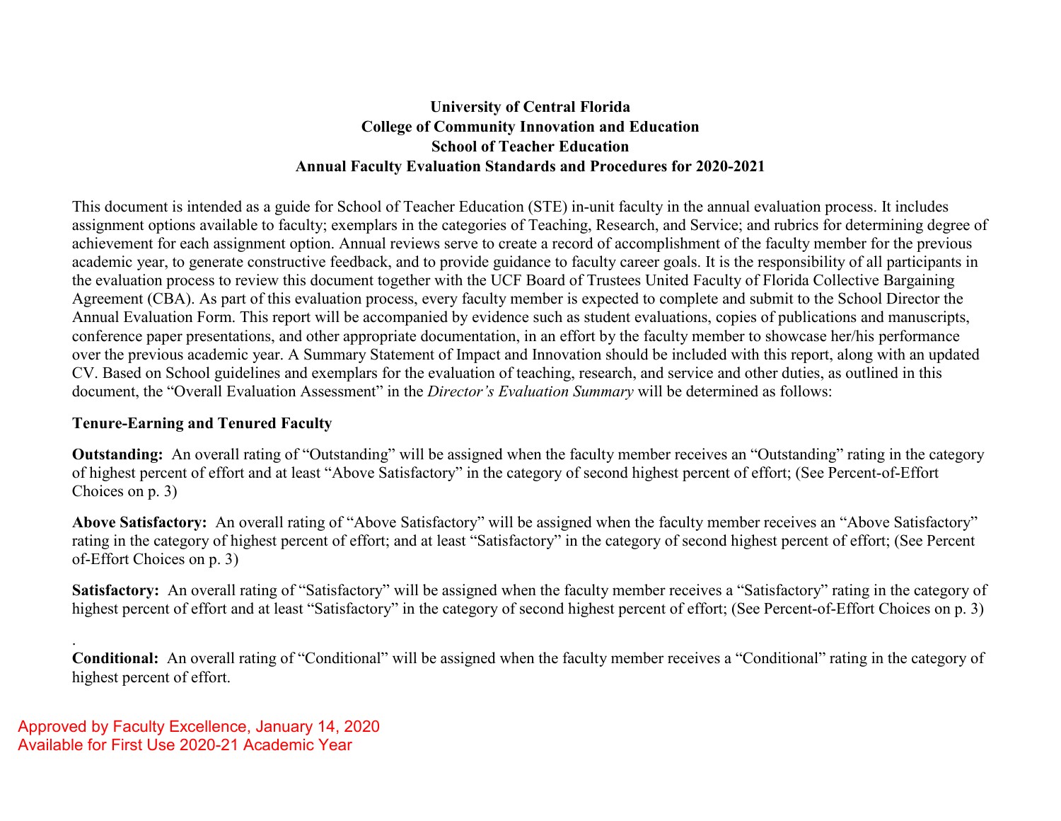**University of Central Florida**
**College of Community Innovation and Education**
**School of Teacher Education**
**Annual Faculty Evaluation Standards and Procedures for 2020-2021**

This document is intended as a guide for School of Teacher Education (STE) in-unit faculty in the annual evaluation process. It includes assignment options available to faculty; exemplars in the categories of Teaching, Research, and Service; and rubrics for determining degree of achievement for each assignment option. Annual reviews serve to create a record of accomplishment of the faculty member for the previous academic year, to generate constructive feedback, and to provide guidance to faculty career goals. It is the responsibility of all participants in the evaluation process to review this document together with the UCF Board of Trustees United Faculty of Florida Collective Bargaining Agreement (CBA). As part of this evaluation process, every faculty member is expected to complete and submit to the School Director the Annual Evaluation Form. This report will be accompanied by evidence such as student evaluations, copies of publications and manuscripts, conference paper presentations, and other appropriate documentation, in an effort by the faculty member to showcase her/his performance over the previous academic year. A Summary Statement of Impact and Innovation should be included with this report, along with an updated CV. Based on School guidelines and exemplars for the evaluation of teaching, research, and service and other duties, as outlined in this document, the "Overall Evaluation Assessment" in the *Director's Evaluation Summary* will be determined as follows:

**Tenure-Earning and Tenured Faculty**

**Outstanding:** An overall rating of "Outstanding" will be assigned when the faculty member receives an "Outstanding" rating in the category of highest percent of effort and at least "Above Satisfactory" in the category of second highest percent of effort; (See Percent-of-Effort Choices on p. 3)

**Above Satisfactory:** An overall rating of "Above Satisfactory" will be assigned when the faculty member receives an "Above Satisfactory" rating in the category of highest percent of effort; and at least "Satisfactory" in the category of second highest percent of effort; (See Percent of-Effort Choices on p. 3)

**Satisfactory:** An overall rating of "Satisfactory" will be assigned when the faculty member receives a "Satisfactory" rating in the category of highest percent of effort and at least "Satisfactory" in the category of second highest percent of effort; (See Percent-of-Effort Choices on p. 3)

.
**Conditional:** An overall rating of "Conditional" will be assigned when the faculty member receives a "Conditional" rating in the category of highest percent of effort.

Approved by Faculty Excellence, January 14, 2020
Available for First Use 2020-21 Academic Year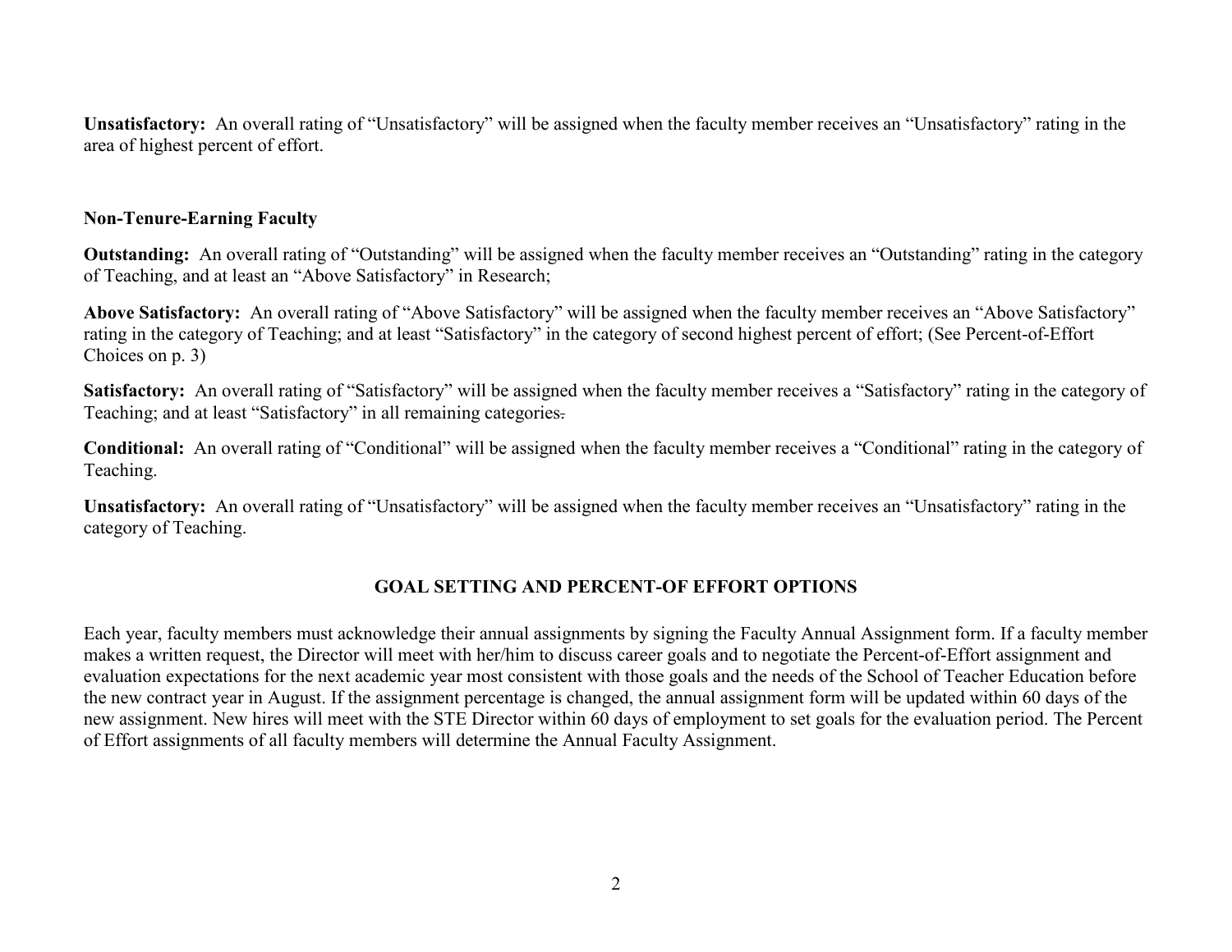**Unsatisfactory:** An overall rating of "Unsatisfactory" will be assigned when the faculty member receives an "Unsatisfactory" rating in the area of highest percent of effort.

**Non-Tenure-Earning Faculty**

**Outstanding:** An overall rating of "Outstanding" will be assigned when the faculty member receives an "Outstanding" rating in the category of Teaching, and at least an "Above Satisfactory" in Research;

**Above Satisfactory:** An overall rating of "Above Satisfactory" will be assigned when the faculty member receives an "Above Satisfactory" rating in the category of Teaching; and at least "Satisfactory" in the category of second highest percent of effort; (See Percent-of-Effort Choices on p. 3)

**Satisfactory:** An overall rating of "Satisfactory" will be assigned when the faculty member receives a "Satisfactory" rating in the category of Teaching; and at least "Satisfactory" in all remaining categories.

**Conditional:** An overall rating of "Conditional" will be assigned when the faculty member receives a "Conditional" rating in the category of Teaching.

**Unsatisfactory:** An overall rating of "Unsatisfactory" will be assigned when the faculty member receives an "Unsatisfactory" rating in the category of Teaching.

## GOAL SETTING AND PERCENT-OF EFFORT OPTIONS

Each year, faculty members must acknowledge their annual assignments by signing the Faculty Annual Assignment form. If a faculty member makes a written request, the Director will meet with her/him to discuss career goals and to negotiate the Percent-of-Effort assignment and evaluation expectations for the next academic year most consistent with those goals and the needs of the School of Teacher Education before the new contract year in August. If the assignment percentage is changed, the annual assignment form will be updated within 60 days of the new assignment. New hires will meet with the STE Director within 60 days of employment to set goals for the evaluation period. The Percent of Effort assignments of all faculty members will determine the Annual Faculty Assignment.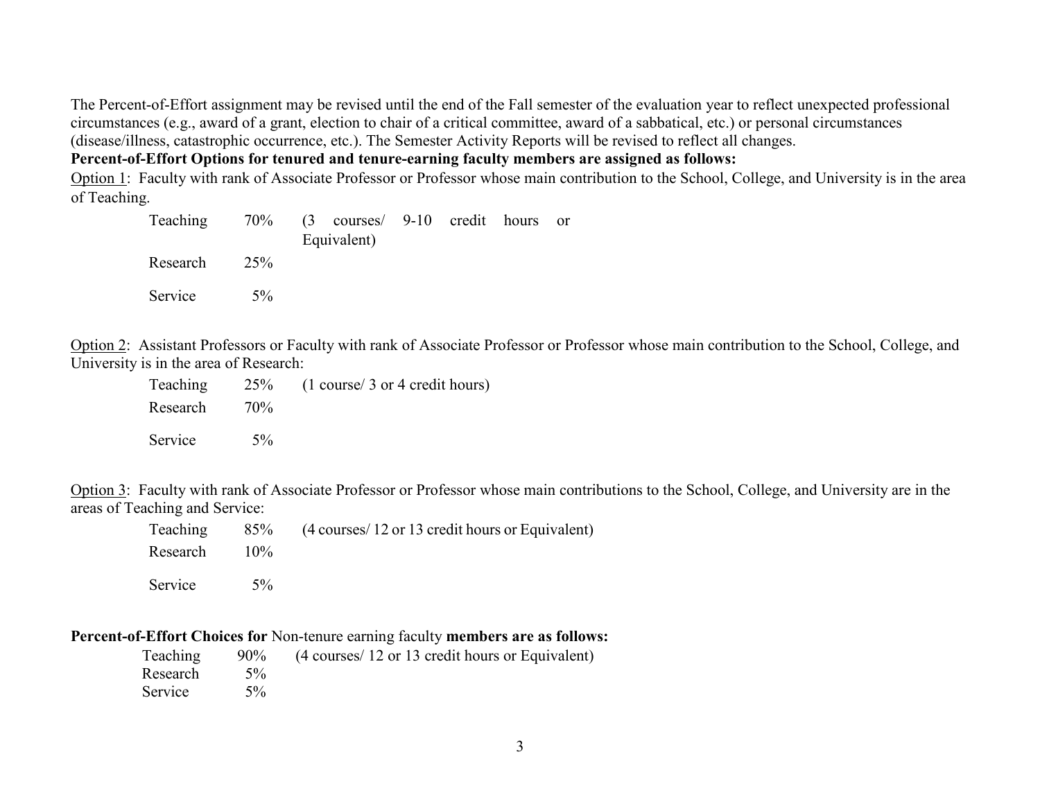The Percent-of-Effort assignment may be revised until the end of the Fall semester of the evaluation year to reflect unexpected professional circumstances (e.g., award of a grant, election to chair of a critical committee, award of a sabbatical, etc.) or personal circumstances (disease/illness, catastrophic occurrence, etc.). The Semester Activity Reports will be revised to reflect all changes.

**Percent-of-Effort Options for tenured and tenure-earning faculty members are assigned as follows:**

Option 1: Faculty with rank of Associate Professor or Professor whose main contribution to the School, College, and University is in the area of Teaching.

| | | |
|---|---|---|
| Teaching | 70% | (3 courses/ 9-10 credit hours or Equivalent) |
| Research | 25% | |
| Service | 5% | |

Option 2: Assistant Professors or Faculty with rank of Associate Professor or Professor whose main contribution to the School, College, and University is in the area of Research:

| | | |
|---|---|---|
| Teaching | 25% | (1 course/ 3 or 4 credit hours) |
| Research | 70% | |
| Service | 5% | |

Option 3: Faculty with rank of Associate Professor or Professor whose main contributions to the School, College, and University are in the areas of Teaching and Service:

| | | |
|---|---|---|
| Teaching | 85% | (4 courses/ 12 or 13 credit hours or Equivalent) |
| Research | 10% | |
| Service | 5% | |

**Percent-of-Effort Choices for** Non-tenure earning faculty **members are as follows:**

| | | |
|---|---|---|
| Teaching | 90% | (4 courses/ 12 or 13 credit hours or Equivalent) |
| Research | 5% | |
| Service | 5% | |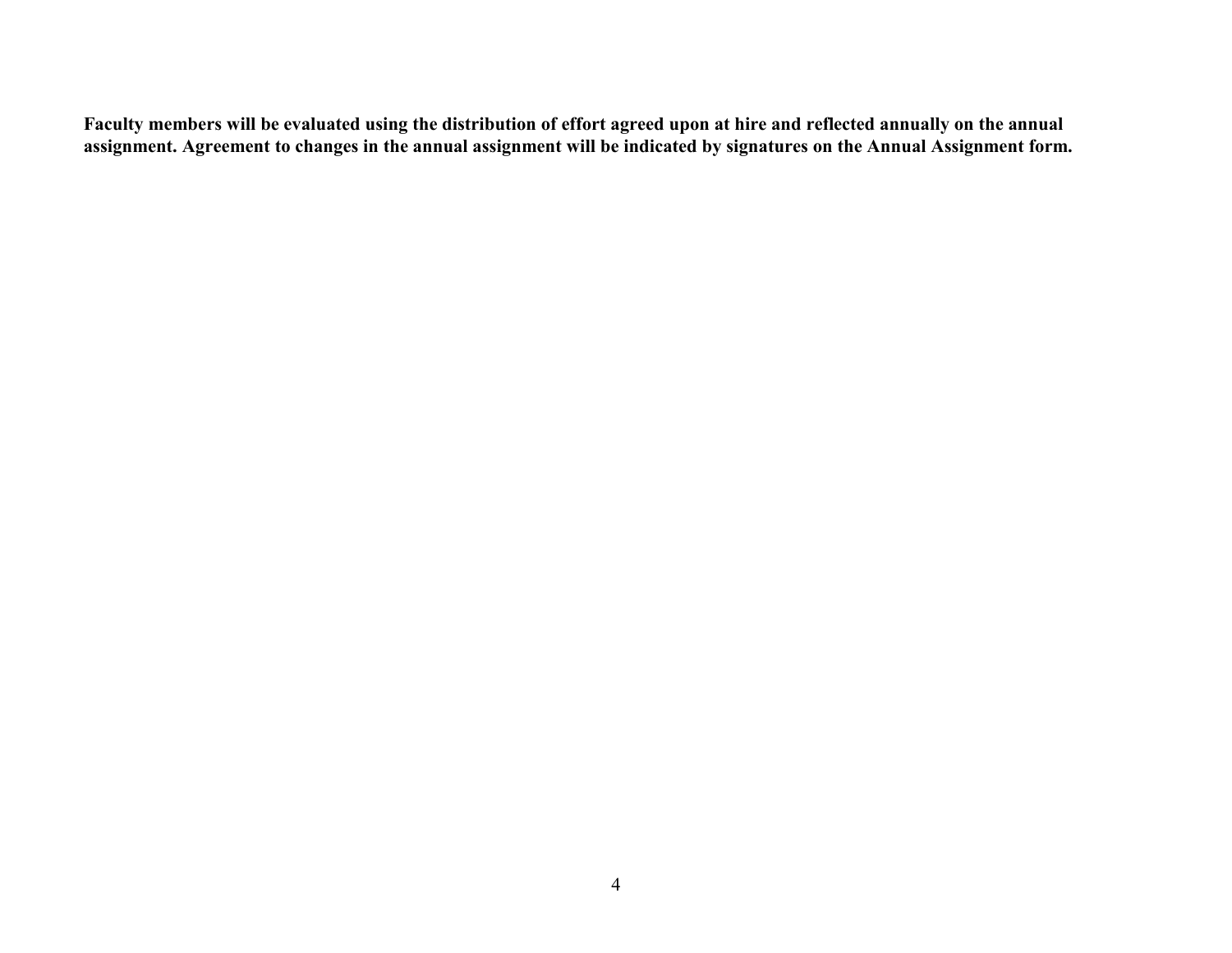**Faculty members will be evaluated using the distribution of effort agreed upon at hire and reflected annually on the annual assignment. Agreement to changes in the annual assignment will be indicated by signatures on the Annual Assignment form.**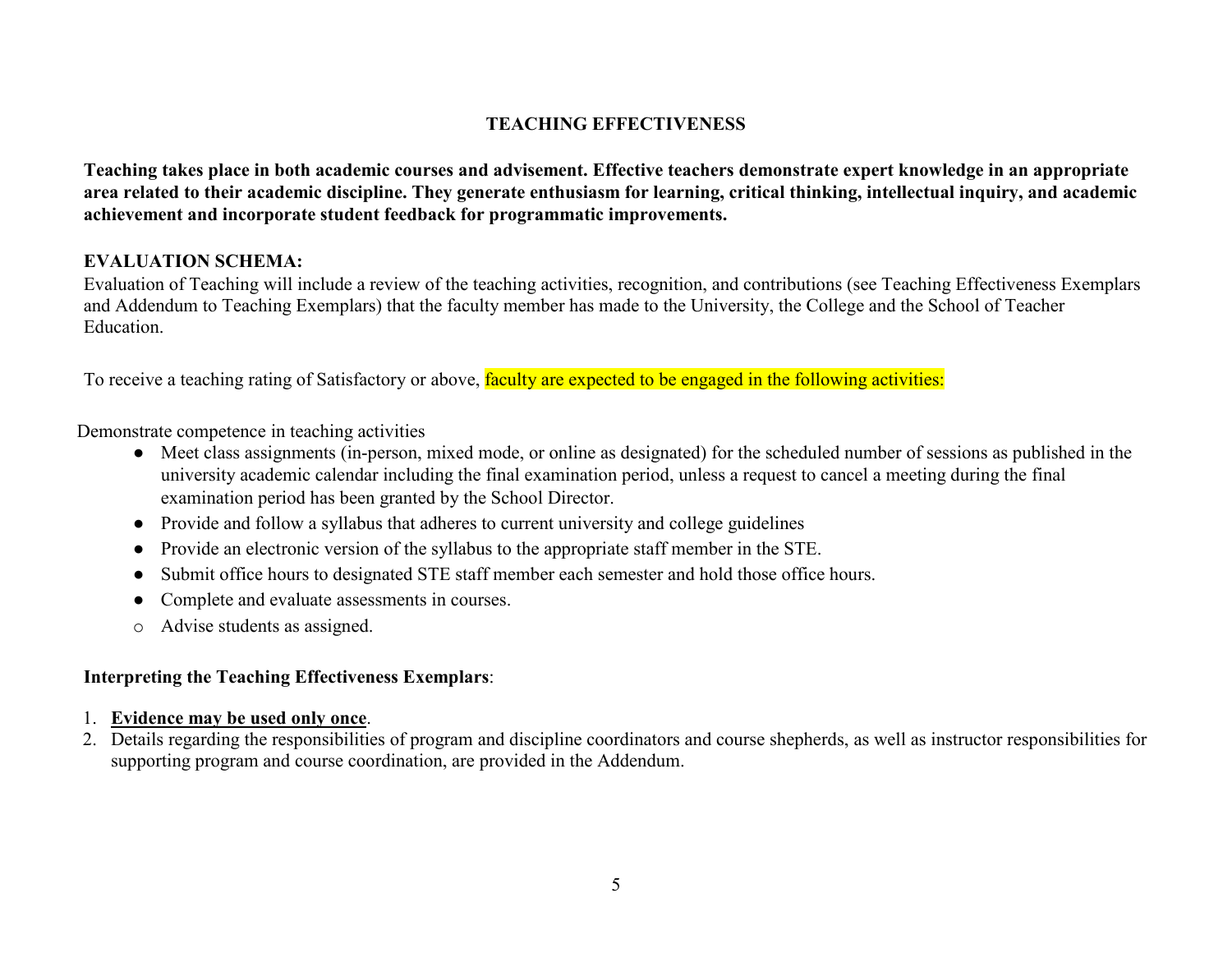## TEACHING EFFECTIVENESS

**Teaching takes place in both academic courses and advisement. Effective teachers demonstrate expert knowledge in an appropriate area related to their academic discipline. They generate enthusiasm for learning, critical thinking, intellectual inquiry, and academic achievement and incorporate student feedback for programmatic improvements.**

**EVALUATION SCHEMA:**

Evaluation of Teaching will include a review of the teaching activities, recognition, and contributions (see Teaching Effectiveness Exemplars and Addendum to Teaching Exemplars) that the faculty member has made to the University, the College and the School of Teacher Education.

To receive a teaching rating of Satisfactory or above, faculty are expected to be engaged in the following activities:

Demonstrate competence in teaching activities

- Meet class assignments (in-person, mixed mode, or online as designated) for the scheduled number of sessions as published in the university academic calendar including the final examination period, unless a request to cancel a meeting during the final examination period has been granted by the School Director.
- Provide and follow a syllabus that adheres to current university and college guidelines
- Provide an electronic version of the syllabus to the appropriate staff member in the STE.
- Submit office hours to designated STE staff member each semester and hold those office hours.
- Complete and evaluate assessments in courses.
- Advise students as assigned.

**Interpreting the Teaching Effectiveness Exemplars**:

1. **Evidence may be used only once**.
2. Details regarding the responsibilities of program and discipline coordinators and course shepherds, as well as instructor responsibilities for supporting program and course coordination, are provided in the Addendum.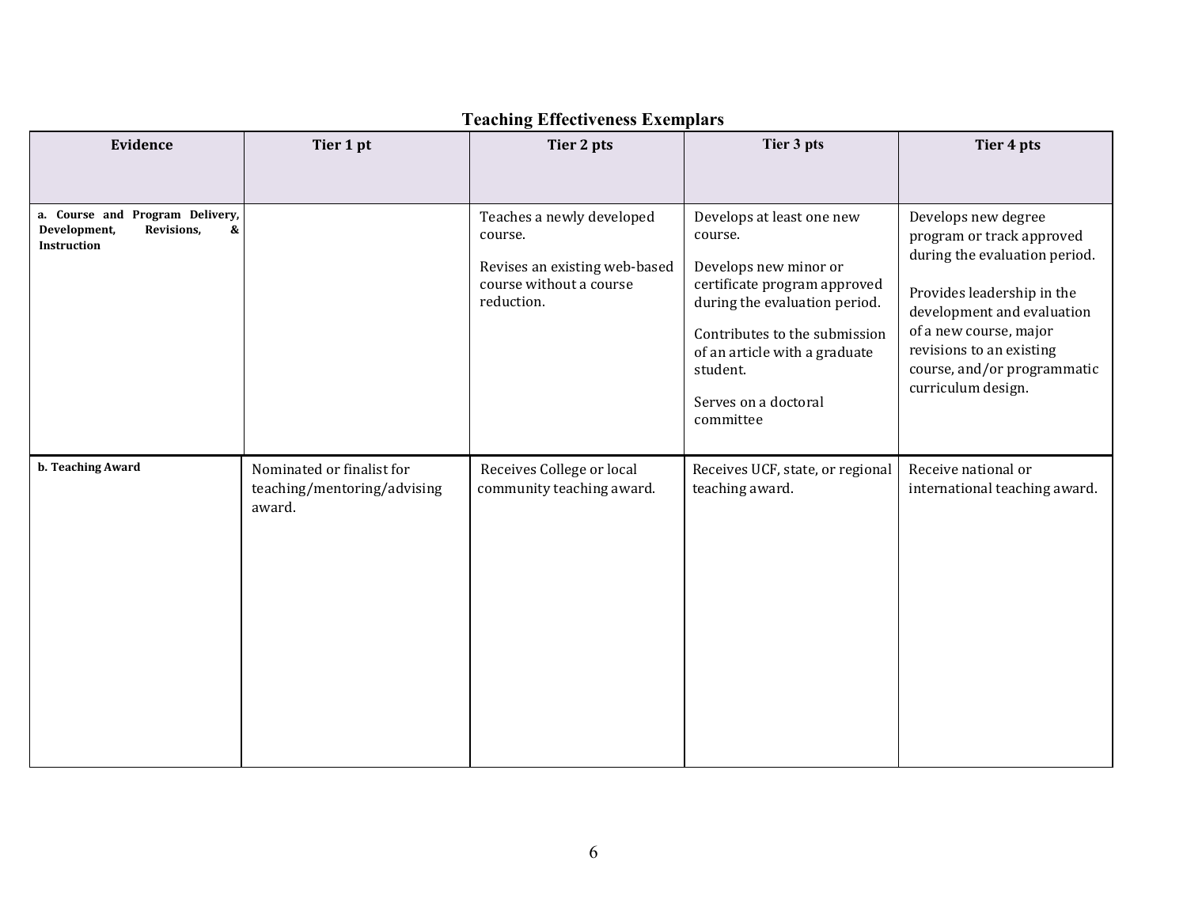## Teaching Effectiveness Exemplars

| Evidence | Tier 1 pt | Tier 2 pts | Tier 3 pts | Tier 4 pts |
|---|---|---|---|---|
| **a. Course and Program Delivery, Development, Revisions, & Instruction** | | Teaches a newly developed course.<br><br>Revises an existing web-based course without a course reduction. | Develops at least one new course.<br><br>Develops new minor or certificate program approved during the evaluation period.<br><br>Contributes to the submission of an article with a graduate student.<br><br>Serves on a doctoral committee | Develops new degree program or track approved during the evaluation period.<br><br>Provides leadership in the development and evaluation of a new course, major revisions to an existing course, and/or programmatic curriculum design. |
| **b. Teaching Award** | Nominated or finalist for teaching/mentoring/advising award. | Receives College or local community teaching award. | Receives UCF, state, or regional teaching award. | Receive national or international teaching award. |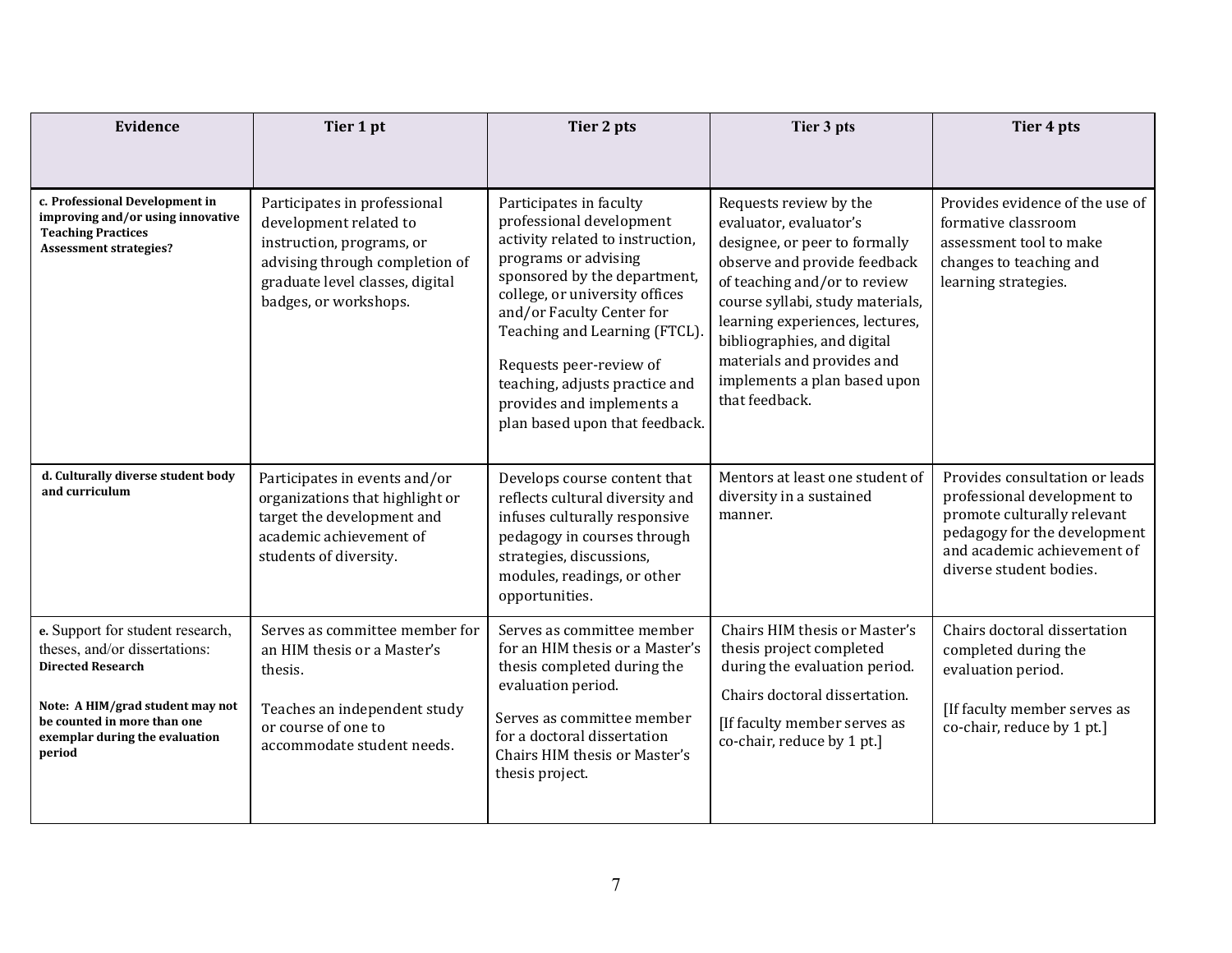| Evidence | Tier 1 pt | Tier 2 pts | Tier 3 pts | Tier 4 pts |
|---|---|---|---|---|
| **c. Professional Development in improving and/or using innovative Teaching Practices Assessment strategies?** | Participates in professional development related to instruction, programs, or advising through completion of graduate level classes, digital badges, or workshops. | Participates in faculty professional development activity related to instruction, programs or advising sponsored by the department, college, or university offices and/or Faculty Center for Teaching and Learning (FTCL).<br><br>Requests peer-review of teaching, adjusts practice and provides and implements a plan based upon that feedback. | Requests review by the evaluator, evaluator's designee, or peer to formally observe and provide feedback of teaching and/or to review course syllabi, study materials, learning experiences, lectures, bibliographies, and digital materials and provides and implements a plan based upon that feedback. | Provides evidence of the use of formative classroom assessment tool to make changes to teaching and learning strategies. |
| **d. Culturally diverse student body and curriculum** | Participates in events and/or organizations that highlight or target the development and academic achievement of students of diversity. | Develops course content that reflects cultural diversity and infuses culturally responsive pedagogy in courses through strategies, discussions, modules, readings, or other opportunities. | Mentors at least one student of diversity in a sustained manner. | Provides consultation or leads professional development to promote culturally relevant pedagogy for the development and academic achievement of diverse student bodies. |
| **e.** Support for student research, theses, and/or dissertations: **Directed Research**<br><br>**Note: A HIM/grad student may not be counted in more than one exemplar during the evaluation period** | Serves as committee member for an HIM thesis or a Master's thesis.<br><br>Teaches an independent study or course of one to accommodate student needs. | Serves as committee member for an HIM thesis or a Master's thesis completed during the evaluation period.<br><br>Serves as committee member for a doctoral dissertation Chairs HIM thesis or Master's thesis project. | Chairs HIM thesis or Master's thesis project completed during the evaluation period.<br><br>Chairs doctoral dissertation.<br><br>[If faculty member serves as co-chair, reduce by 1 pt.] | Chairs doctoral dissertation completed during the evaluation period.<br><br>[If faculty member serves as co-chair, reduce by 1 pt.] |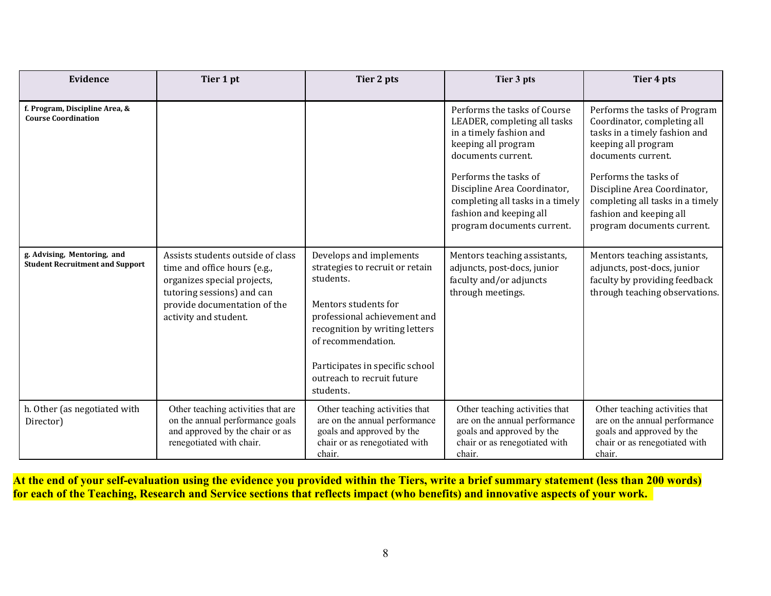| Evidence | Tier 1 pt | Tier 2 pts | Tier 3 pts | Tier 4 pts |
|---|---|---|---|---|
| **f. Program, Discipline Area, & Course Coordination** | | | Performs the tasks of Course LEADER, completing all tasks in a timely fashion and keeping all program documents current.<br><br>Performs the tasks of Discipline Area Coordinator, completing all tasks in a timely fashion and keeping all program documents current. | Performs the tasks of Program Coordinator, completing all tasks in a timely fashion and keeping all program documents current.<br><br>Performs the tasks of Discipline Area Coordinator, completing all tasks in a timely fashion and keeping all program documents current. |
| **g. Advising, Mentoring, and Student Recruitment and Support** | Assists students outside of class time and office hours (e.g., organizes special projects, tutoring sessions) and can provide documentation of the activity and student. | Develops and implements strategies to recruit or retain students.<br><br>Mentors students for professional achievement and recognition by writing letters of recommendation.<br><br>Participates in specific school outreach to recruit future students. | Mentors teaching assistants, adjuncts, post-docs, junior faculty and/or adjuncts through meetings. | Mentors teaching assistants, adjuncts, post-docs, junior faculty by providing feedback through teaching observations. |
| h. Other (as negotiated with Director) | Other teaching activities that are on the annual performance goals and approved by the chair or as renegotiated with chair. | Other teaching activities that are on the annual performance goals and approved by the chair or as renegotiated with chair. | Other teaching activities that are on the annual performance goals and approved by the chair or as renegotiated with chair. | Other teaching activities that are on the annual performance goals and approved by the chair or as renegotiated with chair. |

**At the end of your self-evaluation using the evidence you provided within the Tiers, write a brief summary statement (less than 200 words) for each of the Teaching, Research and Service sections that reflects impact (who benefits) and innovative aspects of your work.**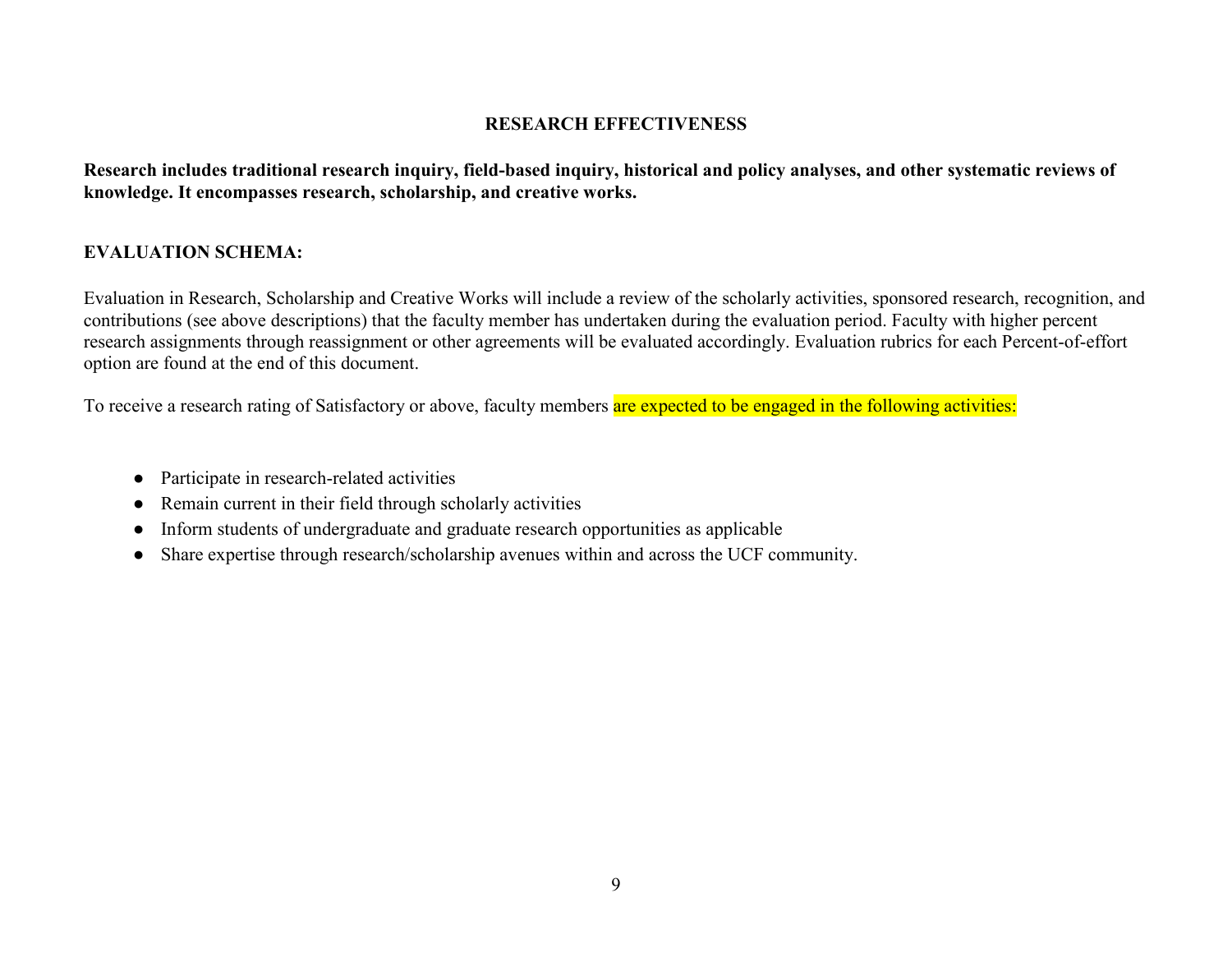## RESEARCH EFFECTIVENESS

**Research includes traditional research inquiry, field-based inquiry, historical and policy analyses, and other systematic reviews of knowledge. It encompasses research, scholarship, and creative works.**

### EVALUATION SCHEMA:

Evaluation in Research, Scholarship and Creative Works will include a review of the scholarly activities, sponsored research, recognition, and contributions (see above descriptions) that the faculty member has undertaken during the evaluation period. Faculty with higher percent research assignments through reassignment or other agreements will be evaluated accordingly. Evaluation rubrics for each Percent-of-effort option are found at the end of this document.

To receive a research rating of Satisfactory or above, faculty members are expected to be engaged in the following activities:

- Participate in research-related activities
- Remain current in their field through scholarly activities
- Inform students of undergraduate and graduate research opportunities as applicable
- Share expertise through research/scholarship avenues within and across the UCF community.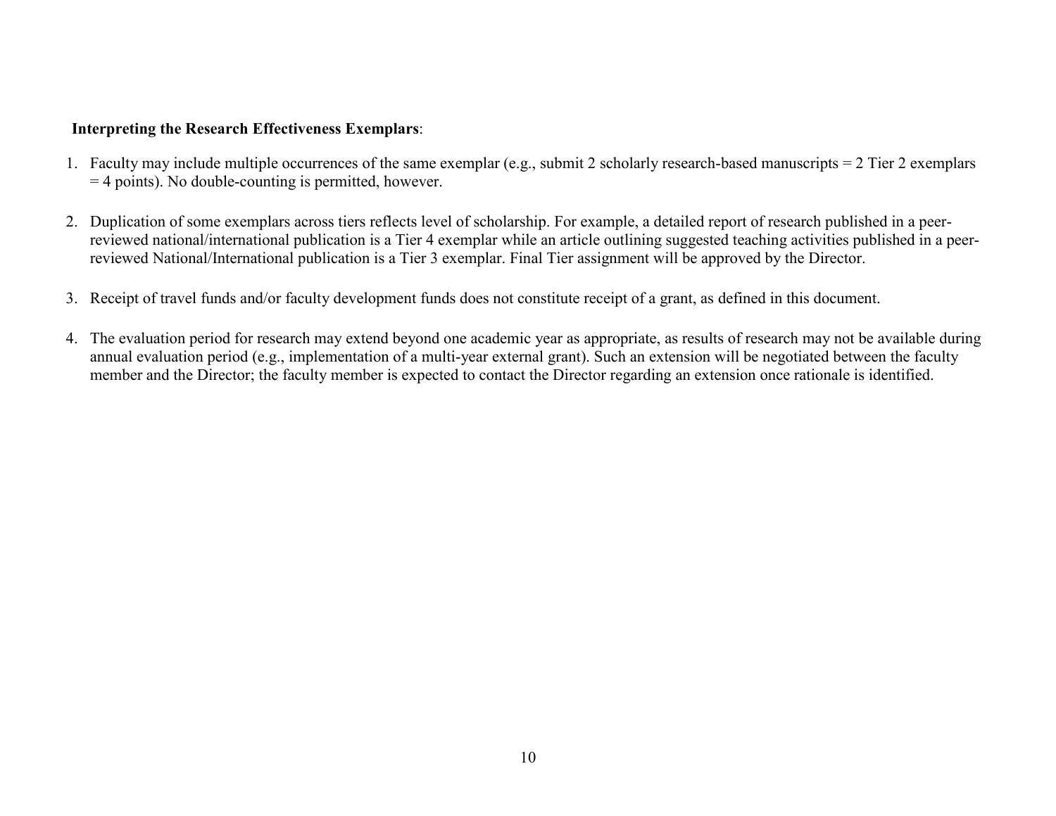**Interpreting the Research Effectiveness Exemplars**:

1. Faculty may include multiple occurrences of the same exemplar (e.g., submit 2 scholarly research-based manuscripts = 2 Tier 2 exemplars = 4 points). No double-counting is permitted, however.

2. Duplication of some exemplars across tiers reflects level of scholarship. For example, a detailed report of research published in a peer-reviewed national/international publication is a Tier 4 exemplar while an article outlining suggested teaching activities published in a peer-reviewed National/International publication is a Tier 3 exemplar. Final Tier assignment will be approved by the Director.

3. Receipt of travel funds and/or faculty development funds does not constitute receipt of a grant, as defined in this document.

4. The evaluation period for research may extend beyond one academic year as appropriate, as results of research may not be available during annual evaluation period (e.g., implementation of a multi-year external grant). Such an extension will be negotiated between the faculty member and the Director; the faculty member is expected to contact the Director regarding an extension once rationale is identified.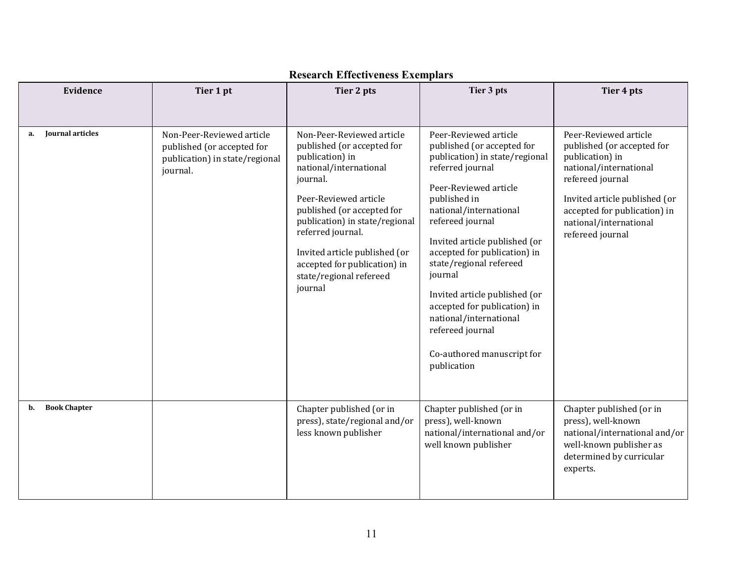## Research Effectiveness Exemplars

| Evidence | Tier 1 pt | Tier 2 pts | Tier 3 pts | Tier 4 pts |
|---|---|---|---|---|
| a. **Journal articles** | Non-Peer-Reviewed article published (or accepted for publication) in state/regional journal. | Non-Peer-Reviewed article published (or accepted for publication) in national/international journal.<br><br>Peer-Reviewed article published (or accepted for publication) in state/regional referred journal.<br><br>Invited article published (or accepted for publication) in state/regional refereed journal | Peer-Reviewed article published (or accepted for publication) in state/regional referred journal<br><br>Peer-Reviewed article published in national/international refereed journal<br><br>Invited article published (or accepted for publication) in state/regional refereed journal<br><br>Invited article published (or accepted for publication) in national/international refereed journal<br><br>Co-authored manuscript for publication | Peer-Reviewed article published (or accepted for publication) in national/international refereed journal<br><br>Invited article published (or accepted for publication) in national/international refereed journal |
| b. **Book Chapter** | | Chapter published (or in press), state/regional and/or less known publisher | Chapter published (or in press), well-known national/international and/or well known publisher | Chapter published (or in press), well-known national/international and/or well-known publisher as determined by curricular experts. |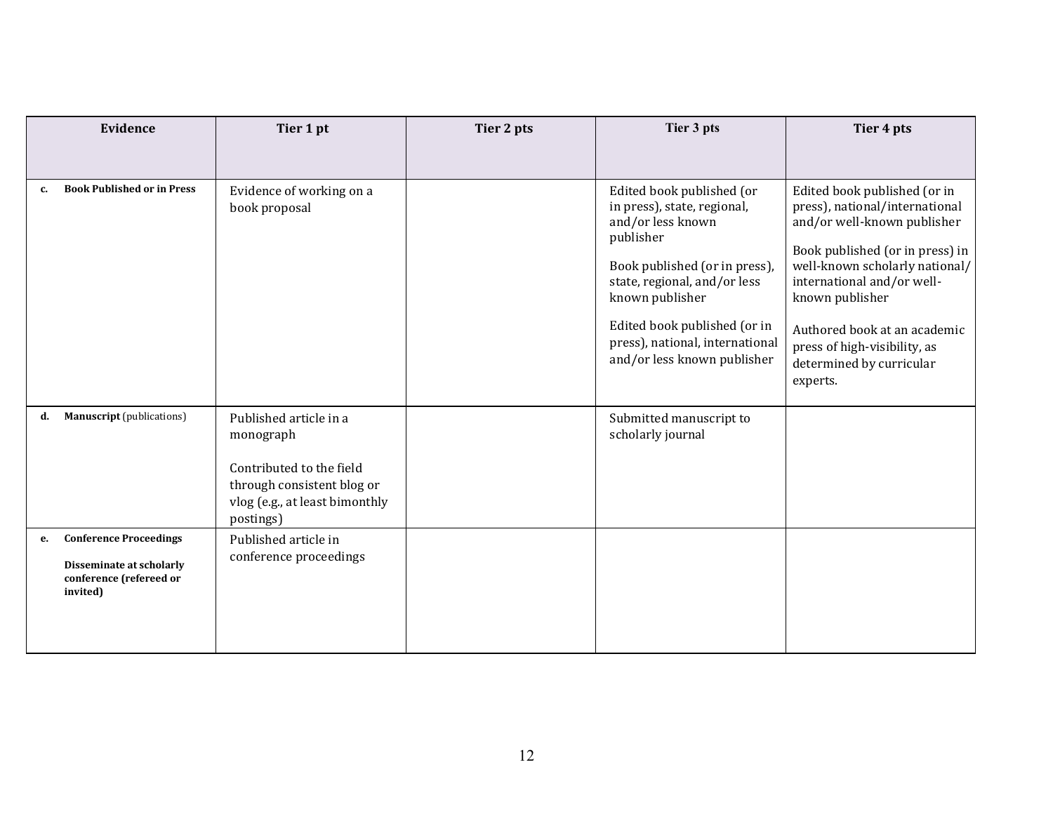| Evidence | Tier 1 pt | Tier 2 pts | Tier 3 pts | Tier 4 pts |
|---|---|---|---|---|
| c. **Book Published or in Press** | Evidence of working on a book proposal | | Edited book published (or in press), state, regional, and/or less known publisher<br><br>Book published (or in press), state, regional, and/or less known publisher<br><br>Edited book published (or in press), national, international and/or less known publisher | Edited book published (or in press), national/international and/or well-known publisher<br><br>Book published (or in press) in well-known scholarly national/ international and/or well-known publisher<br><br>Authored book at an academic press of high-visibility, as determined by curricular experts. |
| d. **Manuscript** (publications) | Published article in a monograph<br><br>Contributed to the field through consistent blog or vlog (e.g., at least bimonthly postings) | | Submitted manuscript to scholarly journal | |
| e. **Conference Proceedings**<br><br>**Disseminate at scholarly conference (refereed or invited)** | Published article in conference proceedings | | | |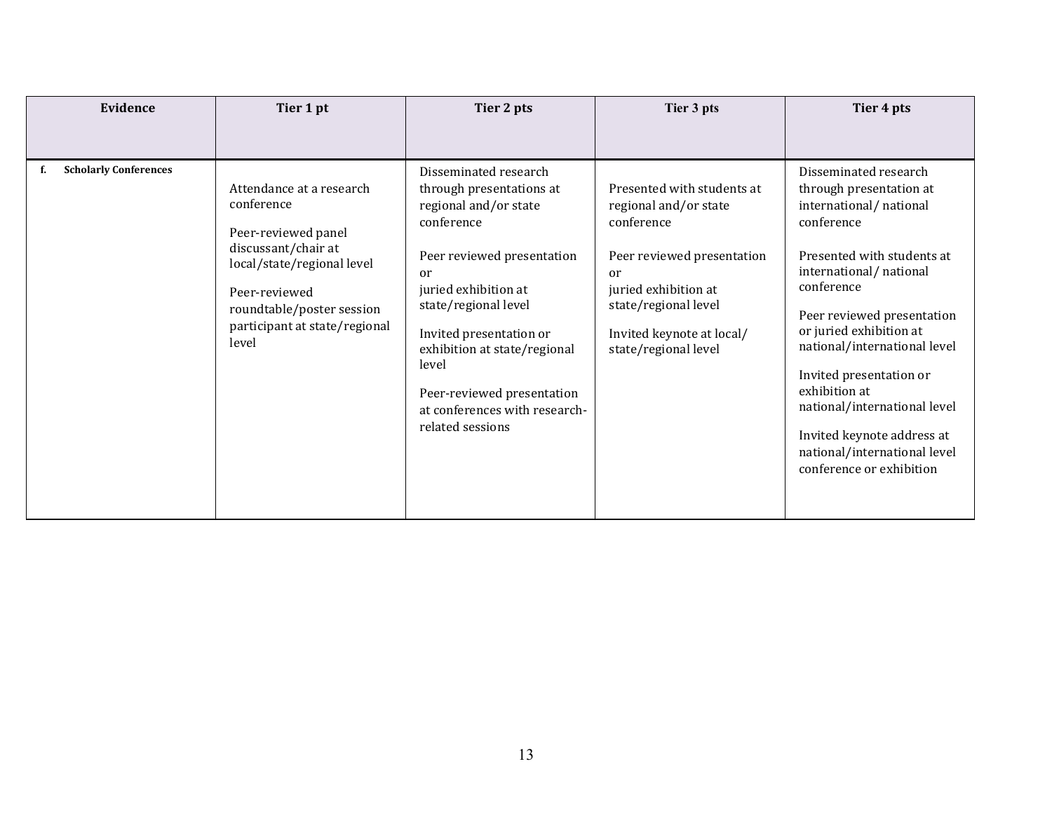| Evidence | Tier 1 pt | Tier 2 pts | Tier 3 pts | Tier 4 pts |
|---|---|---|---|---|
| f. **Scholarly Conferences** | Attendance at a research conference<br><br>Peer-reviewed panel discussant/chair at local/state/regional level<br><br>Peer-reviewed roundtable/poster session participant at state/regional level | Disseminated research through presentations at regional and/or state conference<br><br>Peer reviewed presentation or juried exhibition at state/regional level<br><br>Invited presentation or exhibition at state/regional level<br><br>Peer-reviewed presentation at conferences with research-related sessions | Presented with students at regional and/or state conference<br><br>Peer reviewed presentation or juried exhibition at state/regional level<br><br>Invited keynote at local/ state/regional level | Disseminated research through presentation at international/ national conference<br><br>Presented with students at international/ national conference<br><br>Peer reviewed presentation or juried exhibition at national/international level<br><br>Invited presentation or exhibition at national/international level<br><br>Invited keynote address at national/international level conference or exhibition |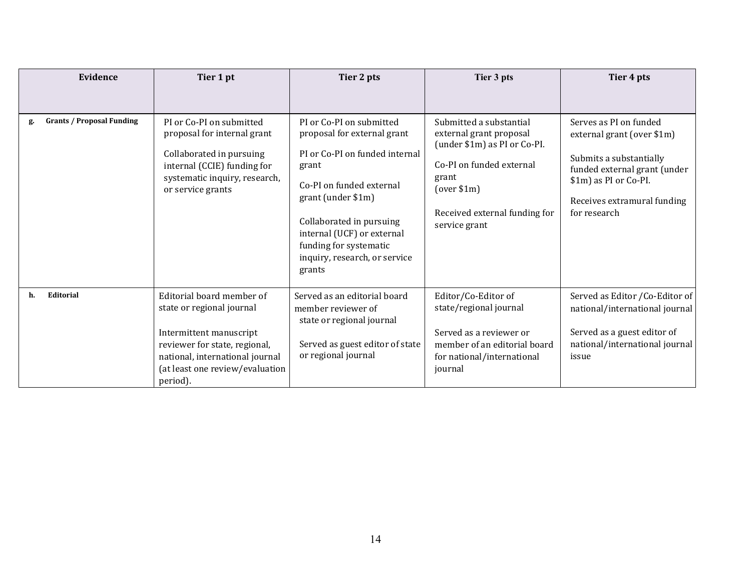| Evidence | Tier 1 pt | Tier 2 pts | Tier 3 pts | Tier 4 pts |
|---|---|---|---|---|
| g. **Grants / Proposal Funding** | PI or Co-PI on submitted proposal for internal grant<br><br>Collaborated in pursuing internal (CCIE) funding for systematic inquiry, research, or service grants | PI or Co-PI on submitted proposal for external grant<br><br>PI or Co-PI on funded internal grant<br><br>Co-PI on funded external grant (under $1m)<br><br>Collaborated in pursuing internal (UCF) or external funding for systematic inquiry, research, or service grants | Submitted a substantial external grant proposal (under $1m) as PI or Co-PI.<br><br>Co-PI on funded external grant (over $1m)<br><br>Received external funding for service grant | Serves as PI on funded external grant (over $1m)<br><br>Submits a substantially funded external grant (under $1m) as PI or Co-PI.<br><br>Receives extramural funding for research |
| h. **Editorial** | Editorial board member of state or regional journal<br><br>Intermittent manuscript reviewer for state, regional, national, international journal (at least one review/evaluation period). | Served as an editorial board member reviewer of state or regional journal<br><br>Served as guest editor of state or regional journal | Editor/Co-Editor of state/regional journal<br><br>Served as a reviewer or member of an editorial board for national/international journal | Served as Editor /Co-Editor of national/international journal<br><br>Served as a guest editor of national/international journal issue |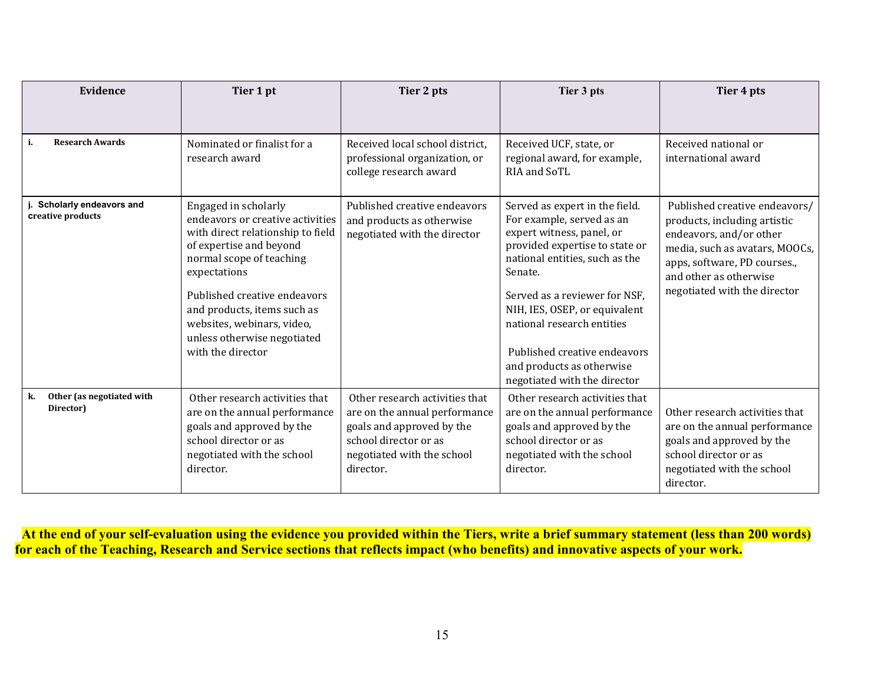| Evidence | Tier 1 pt | Tier 2 pts | Tier 3 pts | Tier 4 pts |
|---|---|---|---|---|
| **i. Research Awards** | Nominated or finalist for a research award | Received local school district, professional organization, or college research award | Received UCF, state, or regional award, for example, RIA and SoTL | Received national or international award |
| **j. Scholarly endeavors and creative products** | Engaged in scholarly endeavors or creative activities with direct relationship to field of expertise and beyond normal scope of teaching expectations<br><br>Published creative endeavors and products, items such as websites, webinars, video, unless otherwise negotiated with the director | Published creative endeavors and products as otherwise negotiated with the director | Served as expert in the field. For example, served as an expert witness, panel, or provided expertise to state or national entities, such as the Senate.<br><br>Served as a reviewer for NSF, NIH, IES, OSEP, or equivalent national research entities<br><br>Published creative endeavors and products as otherwise negotiated with the director | Published creative endeavors/ products, including artistic endeavors, and/or other media, such as avatars, MOOCs, apps, software, PD courses., and other as otherwise negotiated with the director |
| **k. Other (as negotiated with Director)** | Other research activities that are on the annual performance goals and approved by the school director or as negotiated with the school director. | Other research activities that are on the annual performance goals and approved by the school director or as negotiated with the school director. | Other research activities that are on the annual performance goals and approved by the school director or as negotiated with the school director. | Other research activities that are on the annual performance goals and approved by the school director or as negotiated with the school director. |

**At the end of your self-evaluation using the evidence you provided within the Tiers, write a brief summary statement (less than 200 words) for each of the Teaching, Research and Service sections that reflects impact (who benefits) and innovative aspects of your work.**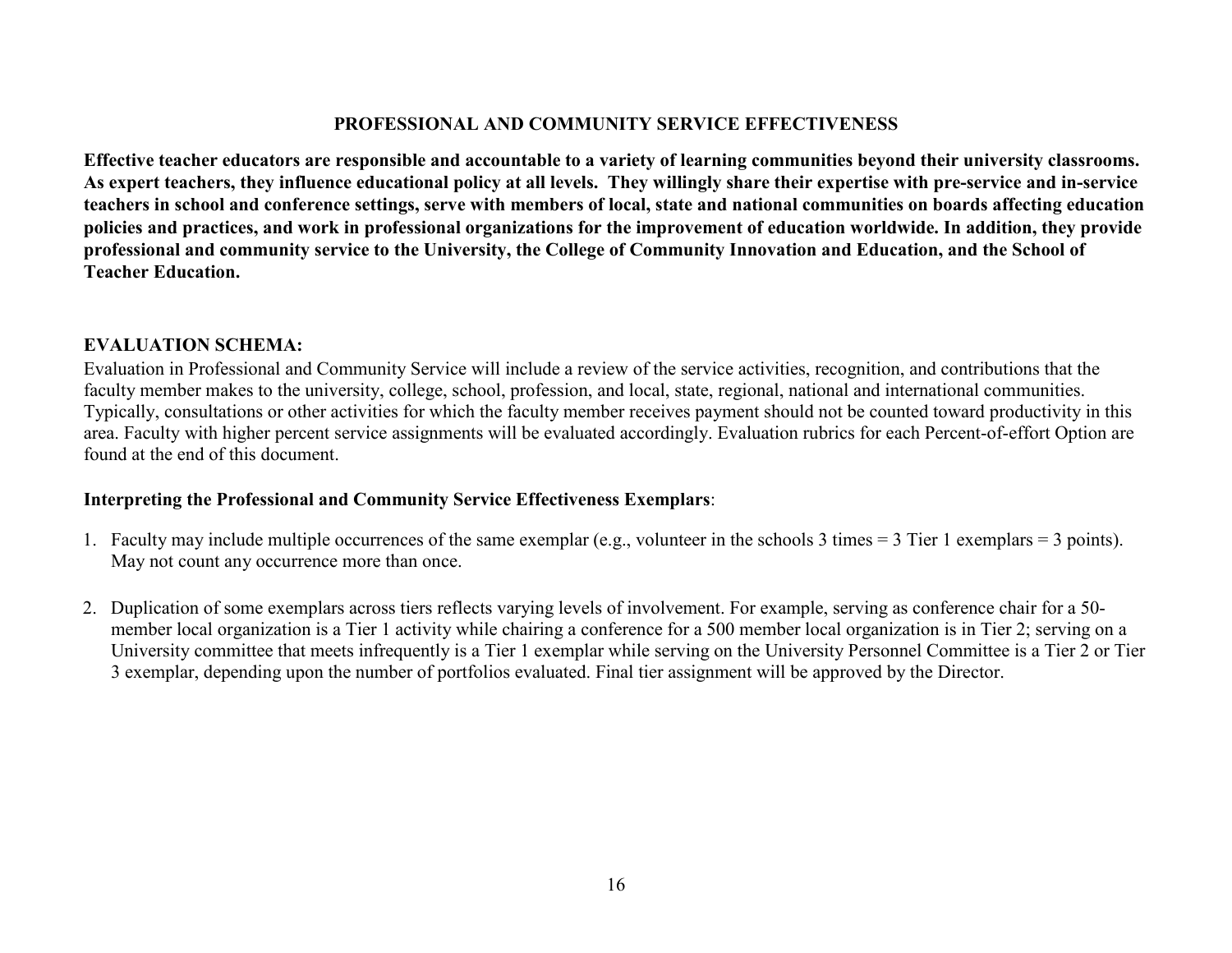## PROFESSIONAL AND COMMUNITY SERVICE EFFECTIVENESS

**Effective teacher educators are responsible and accountable to a variety of learning communities beyond their university classrooms. As expert teachers, they influence educational policy at all levels. They willingly share their expertise with pre-service and in-service teachers in school and conference settings, serve with members of local, state and national communities on boards affecting education policies and practices, and work in professional organizations for the improvement of education worldwide. In addition, they provide professional and community service to the University, the College of Community Innovation and Education, and the School of Teacher Education.**

### EVALUATION SCHEMA:

Evaluation in Professional and Community Service will include a review of the service activities, recognition, and contributions that the faculty member makes to the university, college, school, profession, and local, state, regional, national and international communities. Typically, consultations or other activities for which the faculty member receives payment should not be counted toward productivity in this area. Faculty with higher percent service assignments will be evaluated accordingly. Evaluation rubrics for each Percent-of-effort Option are found at the end of this document.

**Interpreting the Professional and Community Service Effectiveness Exemplars**:

1. Faculty may include multiple occurrences of the same exemplar (e.g., volunteer in the schools 3 times = 3 Tier 1 exemplars = 3 points). May not count any occurrence more than once.

2. Duplication of some exemplars across tiers reflects varying levels of involvement. For example, serving as conference chair for a 50-member local organization is a Tier 1 activity while chairing a conference for a 500 member local organization is in Tier 2; serving on a University committee that meets infrequently is a Tier 1 exemplar while serving on the University Personnel Committee is a Tier 2 or Tier 3 exemplar, depending upon the number of portfolios evaluated. Final tier assignment will be approved by the Director.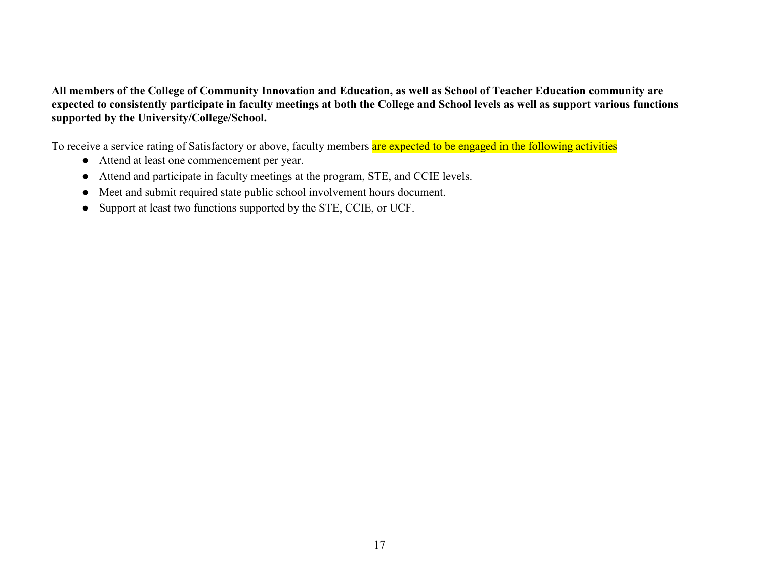**All members of the College of Community Innovation and Education, as well as School of Teacher Education community are expected to consistently participate in faculty meetings at both the College and School levels as well as support various functions supported by the University/College/School.**

To receive a service rating of Satisfactory or above, faculty members are expected to be engaged in the following activities

- Attend at least one commencement per year.
- Attend and participate in faculty meetings at the program, STE, and CCIE levels.
- Meet and submit required state public school involvement hours document.
- Support at least two functions supported by the STE, CCIE, or UCF.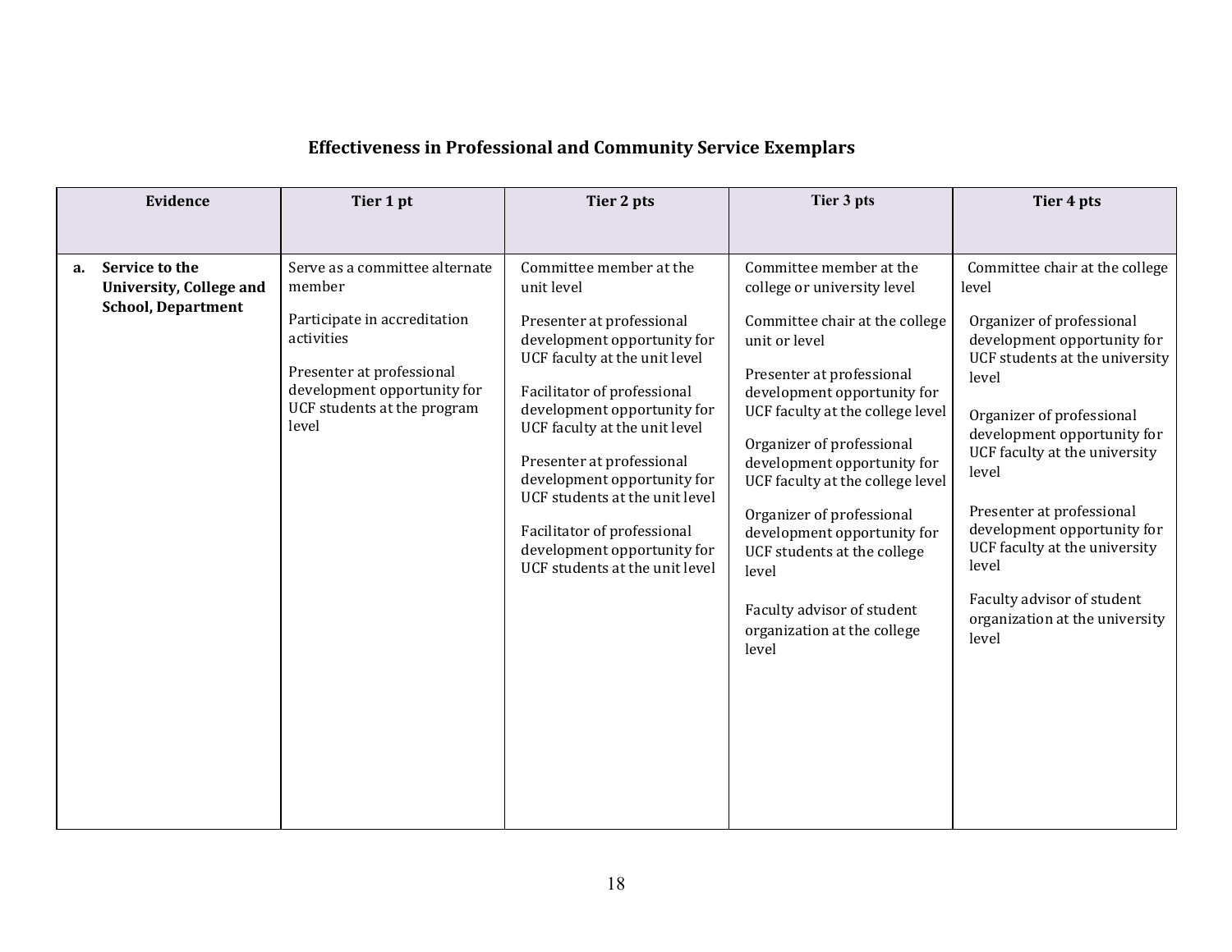## Effectiveness in Professional and Community Service Exemplars

| Evidence | Tier 1 pt | Tier 2 pts | Tier 3 pts | Tier 4 pts |
|---|---|---|---|---|
| **a. Service to the University, College and School, Department** | Serve as a committee alternate member<br><br>Participate in accreditation activities<br><br>Presenter at professional development opportunity for UCF students at the program level | Committee member at the unit level<br><br>Presenter at professional development opportunity for UCF faculty at the unit level<br><br>Facilitator of professional development opportunity for UCF faculty at the unit level<br><br>Presenter at professional development opportunity for UCF students at the unit level<br><br>Facilitator of professional development opportunity for UCF students at the unit level | Committee member at the college or university level<br><br>Committee chair at the college unit or level<br><br>Presenter at professional development opportunity for UCF faculty at the college level<br><br>Organizer of professional development opportunity for UCF faculty at the college level<br><br>Organizer of professional development opportunity for UCF students at the college level<br><br>Faculty advisor of student organization at the college level | Committee chair at the college level<br><br>Organizer of professional development opportunity for UCF students at the university level<br><br>Organizer of professional development opportunity for UCF faculty at the university level<br><br>Presenter at professional development opportunity for UCF faculty at the university level<br><br>Faculty advisor of student organization at the university level |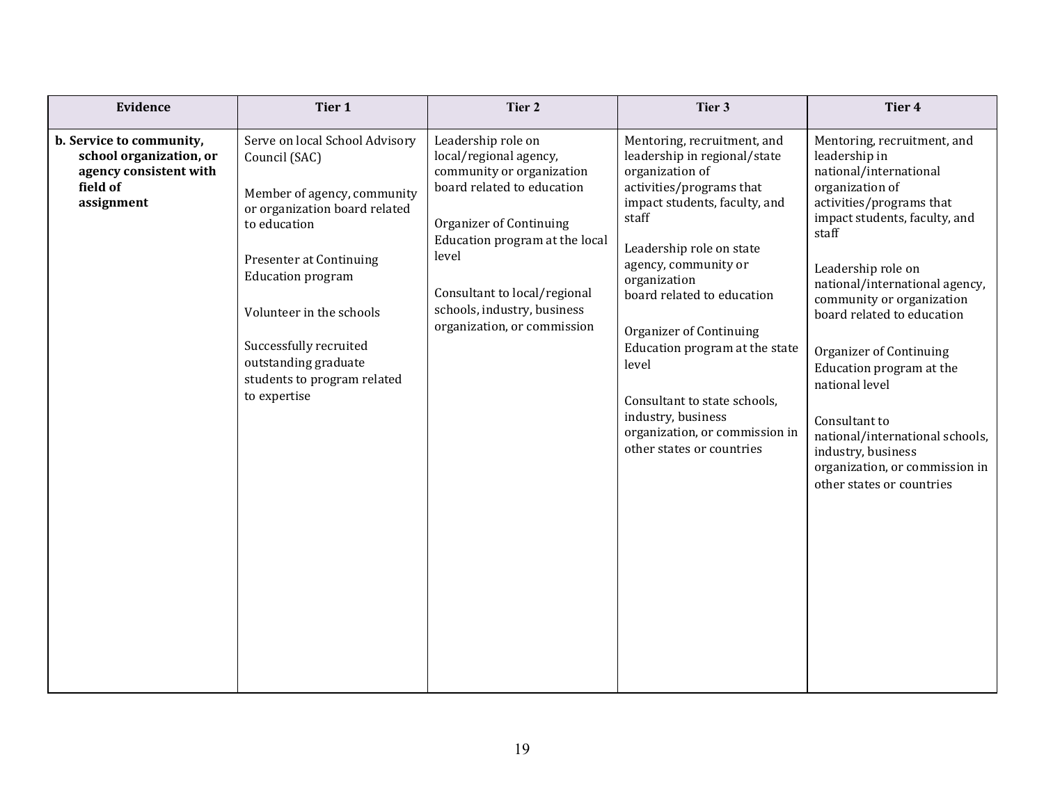| Evidence | Tier 1 | Tier 2 | Tier 3 | Tier 4 |
|---|---|---|---|---|
| **b. Service to community, school organization, or agency consistent with field of assignment** | Serve on local School Advisory Council (SAC)<br><br>Member of agency, community or organization board related to education<br><br>Presenter at Continuing Education program<br><br>Volunteer in the schools<br><br>Successfully recruited outstanding graduate students to program related to expertise | Leadership role on local/regional agency, community or organization board related to education<br><br>Organizer of Continuing Education program at the local level<br><br>Consultant to local/regional schools, industry, business organization, or commission | Mentoring, recruitment, and leadership in regional/state organization of activities/programs that impact students, faculty, and staff<br><br>Leadership role on state agency, community or organization board related to education<br><br>Organizer of Continuing Education program at the state level<br><br>Consultant to state schools, industry, business organization, or commission in other states or countries | Mentoring, recruitment, and leadership in national/international organization of activities/programs that impact students, faculty, and staff<br><br>Leadership role on national/international agency, community or organization board related to education<br><br>Organizer of Continuing Education program at the national level<br><br>Consultant to national/international schools, industry, business organization, or commission in other states or countries |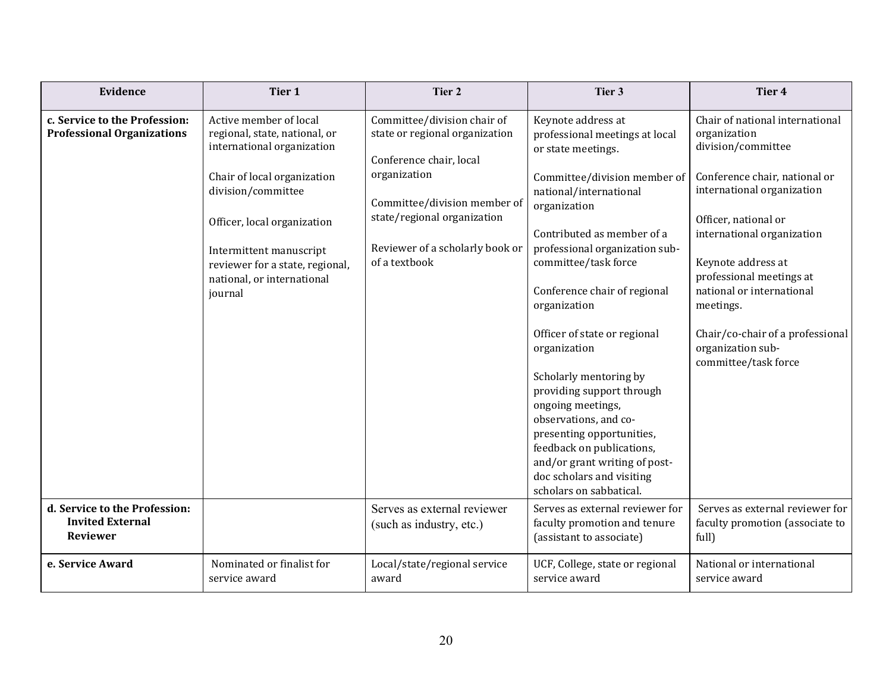| Evidence | Tier 1 | Tier 2 | Tier 3 | Tier 4 |
|---|---|---|---|---|
| **c. Service to the Profession: Professional Organizations** | Active member of local regional, state, national, or international organization<br><br>Chair of local organization division/committee<br><br>Officer, local organization<br><br>Intermittent manuscript reviewer for a state, regional, national, or international journal | Committee/division chair of state or regional organization<br><br>Conference chair, local organization<br><br>Committee/division member of state/regional organization<br><br>Reviewer of a scholarly book or of a textbook | Keynote address at professional meetings at local or state meetings.<br><br>Committee/division member of national/international organization<br><br>Contributed as member of a professional organization sub-committee/task force<br><br>Conference chair of regional organization<br><br>Officer of state or regional organization<br><br>Scholarly mentoring by providing support through ongoing meetings, observations, and co-presenting opportunities, feedback on publications, and/or grant writing of post-doc scholars and visiting scholars on sabbatical. | Chair of national international organization division/committee<br><br>Conference chair, national or international organization<br><br>Officer, national or international organization<br><br>Keynote address at professional meetings at national or international meetings.<br><br>Chair/co-chair of a professional organization sub-committee/task force |
| **d. Service to the Profession: Invited External Reviewer** | | Serves as external reviewer (such as industry, etc.) | Serves as external reviewer for faculty promotion and tenure (assistant to associate) | Serves as external reviewer for faculty promotion (associate to full) |
| **e. Service Award** | Nominated or finalist for service award | Local/state/regional service award | UCF, College, state or regional service award | National or international service award |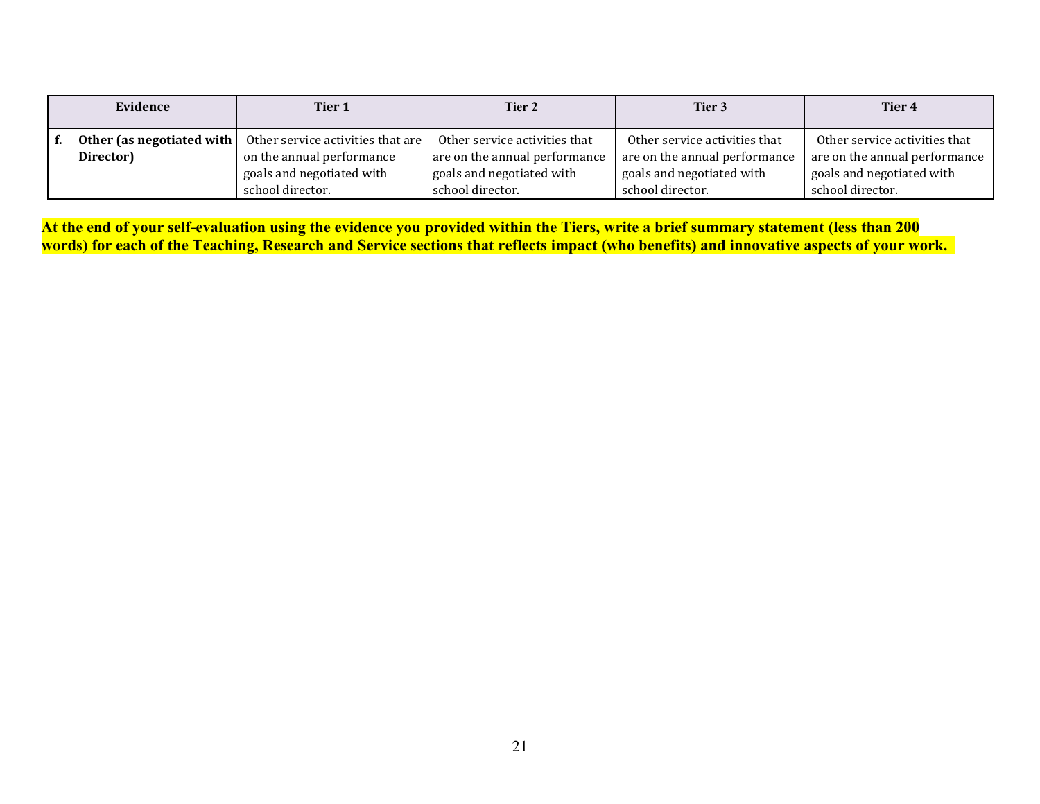| Evidence | Tier 1 | Tier 2 | Tier 3 | Tier 4 |
|---|---|---|---|---|
| **f. Other (as negotiated with Director)** | Other service activities that are on the annual performance goals and negotiated with school director. | Other service activities that are on the annual performance goals and negotiated with school director. | Other service activities that are on the annual performance goals and negotiated with school director. | Other service activities that are on the annual performance goals and negotiated with school director. |

**At the end of your self-evaluation using the evidence you provided within the Tiers, write a brief summary statement (less than 200 words) for each of the Teaching, Research and Service sections that reflects impact (who benefits) and innovative aspects of your work.**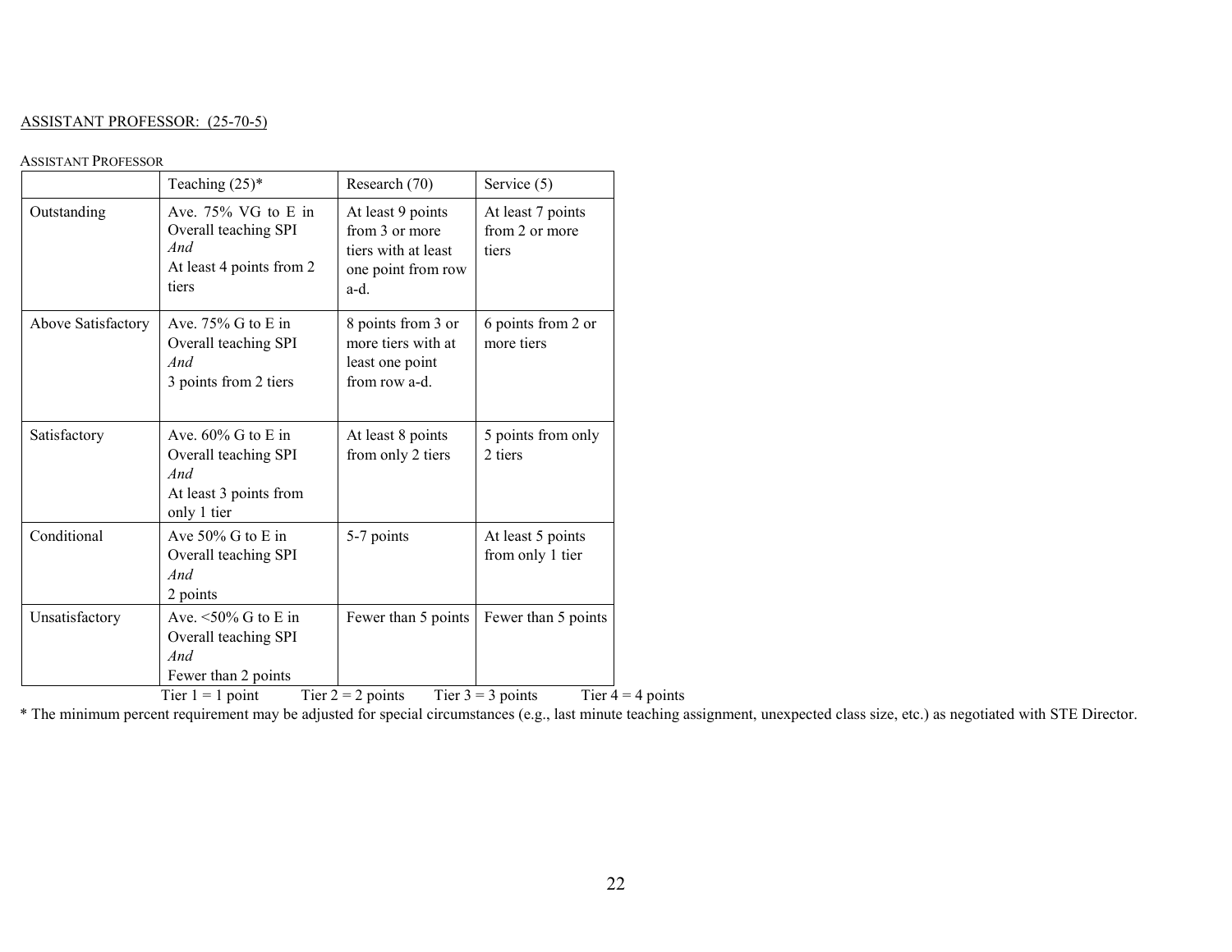ASSISTANT PROFESSOR: (25-70-5)

ASSISTANT PROFESSOR

| | Teaching (25)* | Research (70) | Service (5) |
|---|---|---|---|
| Outstanding | Ave. 75% VG to E in Overall teaching SPI *And* At least 4 points from 2 tiers | At least 9 points from 3 or more tiers with at least one point from row a-d. | At least 7 points from 2 or more tiers |
| Above Satisfactory | Ave. 75% G to E in Overall teaching SPI *And* 3 points from 2 tiers | 8 points from 3 or more tiers with at least one point from row a-d. | 6 points from 2 or more tiers |
| Satisfactory | Ave. 60% G to E in Overall teaching SPI *And* At least 3 points from only 1 tier | At least 8 points from only 2 tiers | 5 points from only 2 tiers |
| Conditional | Ave 50% G to E in Overall teaching SPI *And* 2 points | 5-7 points | At least 5 points from only 1 tier |
| Unsatisfactory | Ave. <50% G to E in Overall teaching SPI *And* Fewer than 2 points | Fewer than 5 points | Fewer than 5 points |

Tier 1 = 1 point Tier 2 = 2 points Tier 3 = 3 points Tier 4 = 4 points

* The minimum percent requirement may be adjusted for special circumstances (e.g., last minute teaching assignment, unexpected class size, etc.) as negotiated with STE Director.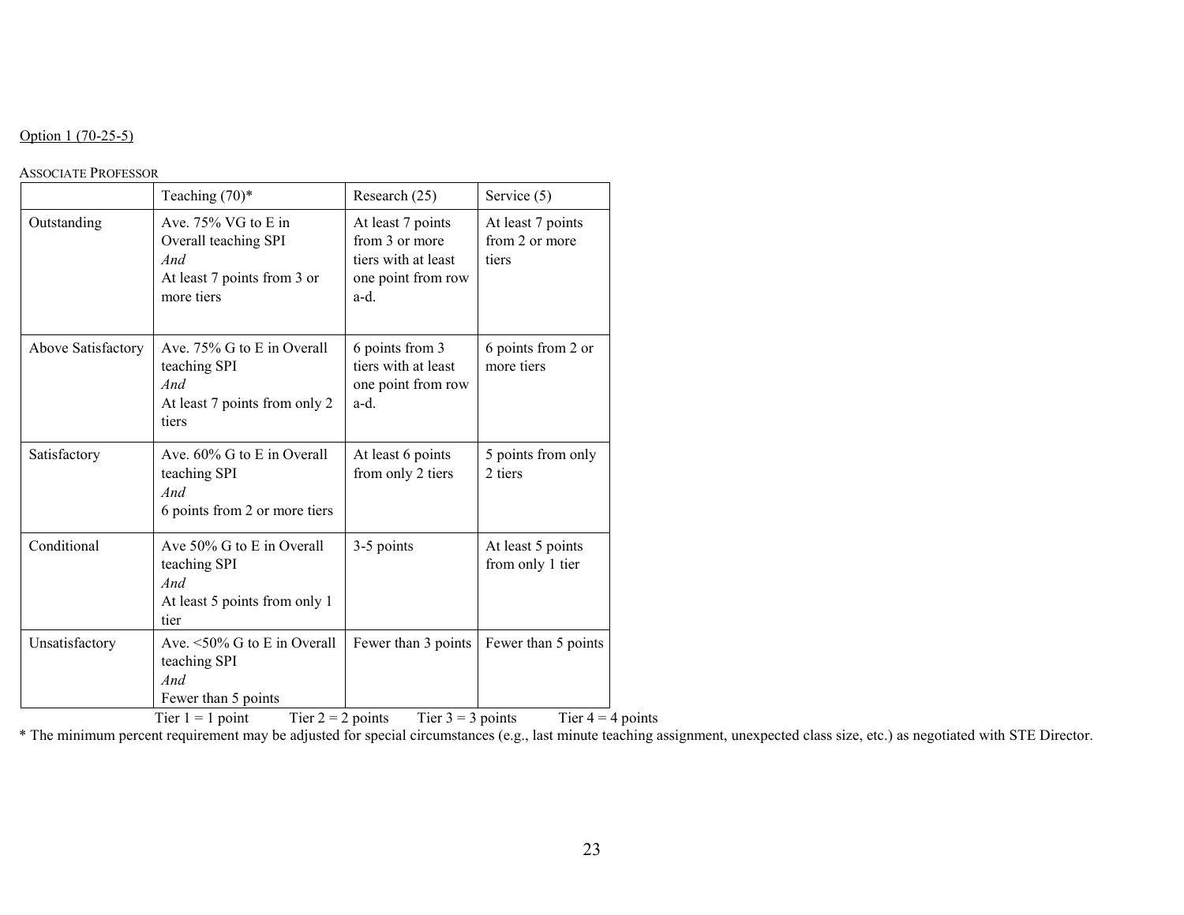Option 1 (70-25-5)

ASSOCIATE PROFESSOR

| | Teaching (70)* | Research (25) | Service (5) |
|---|---|---|---|
| Outstanding | Ave. 75% VG to E in Overall teaching SPI *And* At least 7 points from 3 or more tiers | At least 7 points from 3 or more tiers with at least one point from row a-d. | At least 7 points from 2 or more tiers |
| Above Satisfactory | Ave. 75% G to E in Overall teaching SPI *And* At least 7 points from only 2 tiers | 6 points from 3 tiers with at least one point from row a-d. | 6 points from 2 or more tiers |
| Satisfactory | Ave. 60% G to E in Overall teaching SPI *And* 6 points from 2 or more tiers | At least 6 points from only 2 tiers | 5 points from only 2 tiers |
| Conditional | Ave 50% G to E in Overall teaching SPI *And* At least 5 points from only 1 tier | 3-5 points | At least 5 points from only 1 tier |
| Unsatisfactory | Ave. <50% G to E in Overall teaching SPI *And* Fewer than 5 points | Fewer than 3 points | Fewer than 5 points |

Tier 1 = 1 point    Tier 2 = 2 points    Tier 3 = 3 points    Tier 4 = 4 points

* The minimum percent requirement may be adjusted for special circumstances (e.g., last minute teaching assignment, unexpected class size, etc.) as negotiated with STE Director.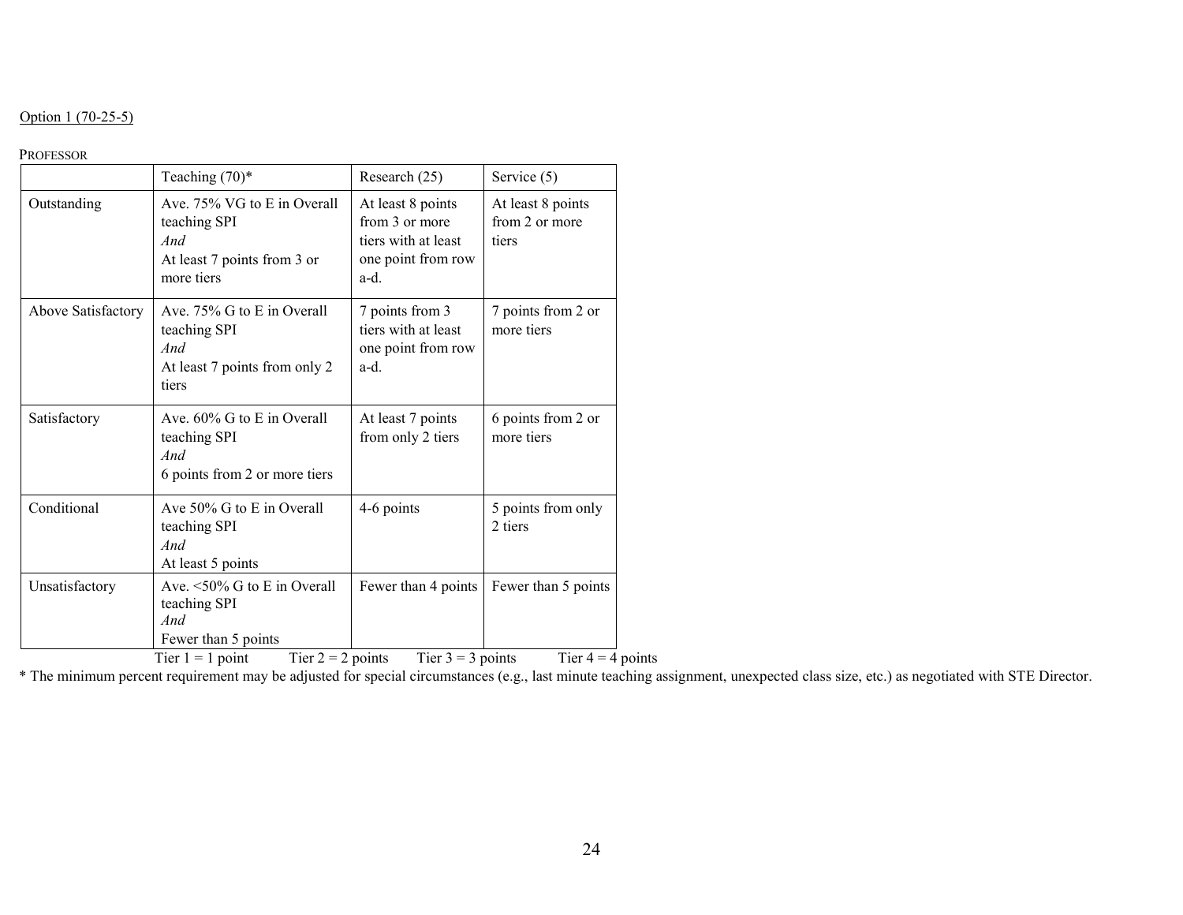Option 1 (70-25-5)

PROFESSOR

| | Teaching (70)* | Research (25) | Service (5) |
|---|---|---|---|
| Outstanding | Ave. 75% VG to E in Overall teaching SPI<br>*And*<br>At least 7 points from 3 or more tiers | At least 8 points from 3 or more tiers with at least one point from row a-d. | At least 8 points from 2 or more tiers |
| Above Satisfactory | Ave. 75% G to E in Overall teaching SPI<br>*And*<br>At least 7 points from only 2 tiers | 7 points from 3 tiers with at least one point from row a-d. | 7 points from 2 or more tiers |
| Satisfactory | Ave. 60% G to E in Overall teaching SPI<br>*And*<br>6 points from 2 or more tiers | At least 7 points from only 2 tiers | 6 points from 2 or more tiers |
| Conditional | Ave 50% G to E in Overall teaching SPI<br>*And*<br>At least 5 points | 4-6 points | 5 points from only 2 tiers |
| Unsatisfactory | Ave. <50% G to E in Overall teaching SPI<br>*And*<br>Fewer than 5 points | Fewer than 4 points | Fewer than 5 points |

Tier 1 = 1 point Tier 2 = 2 points Tier 3 = 3 points Tier 4 = 4 points

* The minimum percent requirement may be adjusted for special circumstances (e.g., last minute teaching assignment, unexpected class size, etc.) as negotiated with STE Director.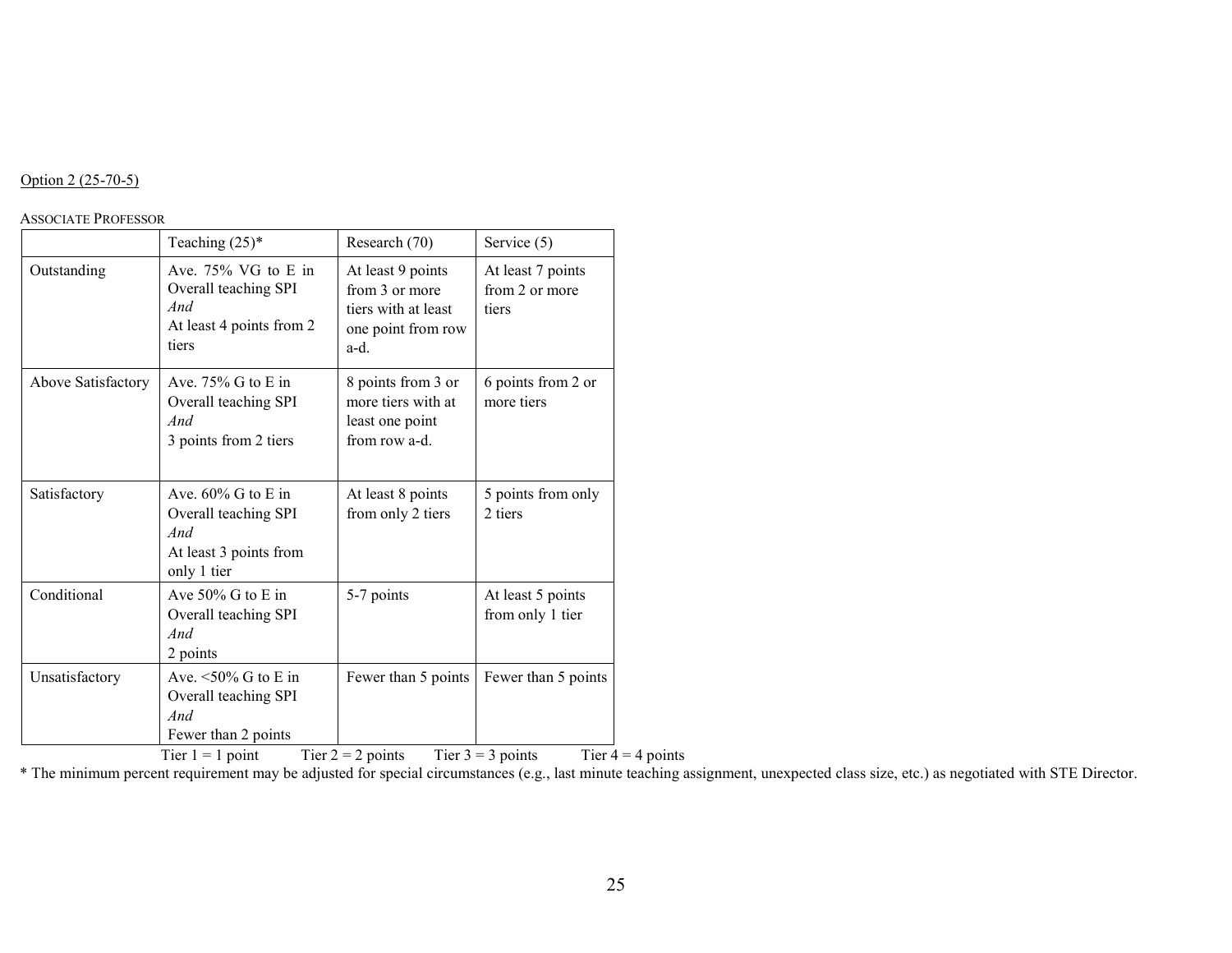Option 2 (25-70-5)

ASSOCIATE PROFESSOR

| | Teaching (25)* | Research (70) | Service (5) |
|---|---|---|---|
| Outstanding | Ave. 75% VG to E in Overall teaching SPI *And* At least 4 points from 2 tiers | At least 9 points from 3 or more tiers with at least one point from row a-d. | At least 7 points from 2 or more tiers |
| Above Satisfactory | Ave. 75% G to E in Overall teaching SPI *And* 3 points from 2 tiers | 8 points from 3 or more tiers with at least one point from row a-d. | 6 points from 2 or more tiers |
| Satisfactory | Ave. 60% G to E in Overall teaching SPI *And* At least 3 points from only 1 tier | At least 8 points from only 2 tiers | 5 points from only 2 tiers |
| Conditional | Ave 50% G to E in Overall teaching SPI *And* 2 points | 5-7 points | At least 5 points from only 1 tier |
| Unsatisfactory | Ave. <50% G to E in Overall teaching SPI *And* Fewer than 2 points | Fewer than 5 points | Fewer than 5 points |

Tier 1 = 1 point Tier 2 = 2 points Tier 3 = 3 points Tier 4 = 4 points

* The minimum percent requirement may be adjusted for special circumstances (e.g., last minute teaching assignment, unexpected class size, etc.) as negotiated with STE Director.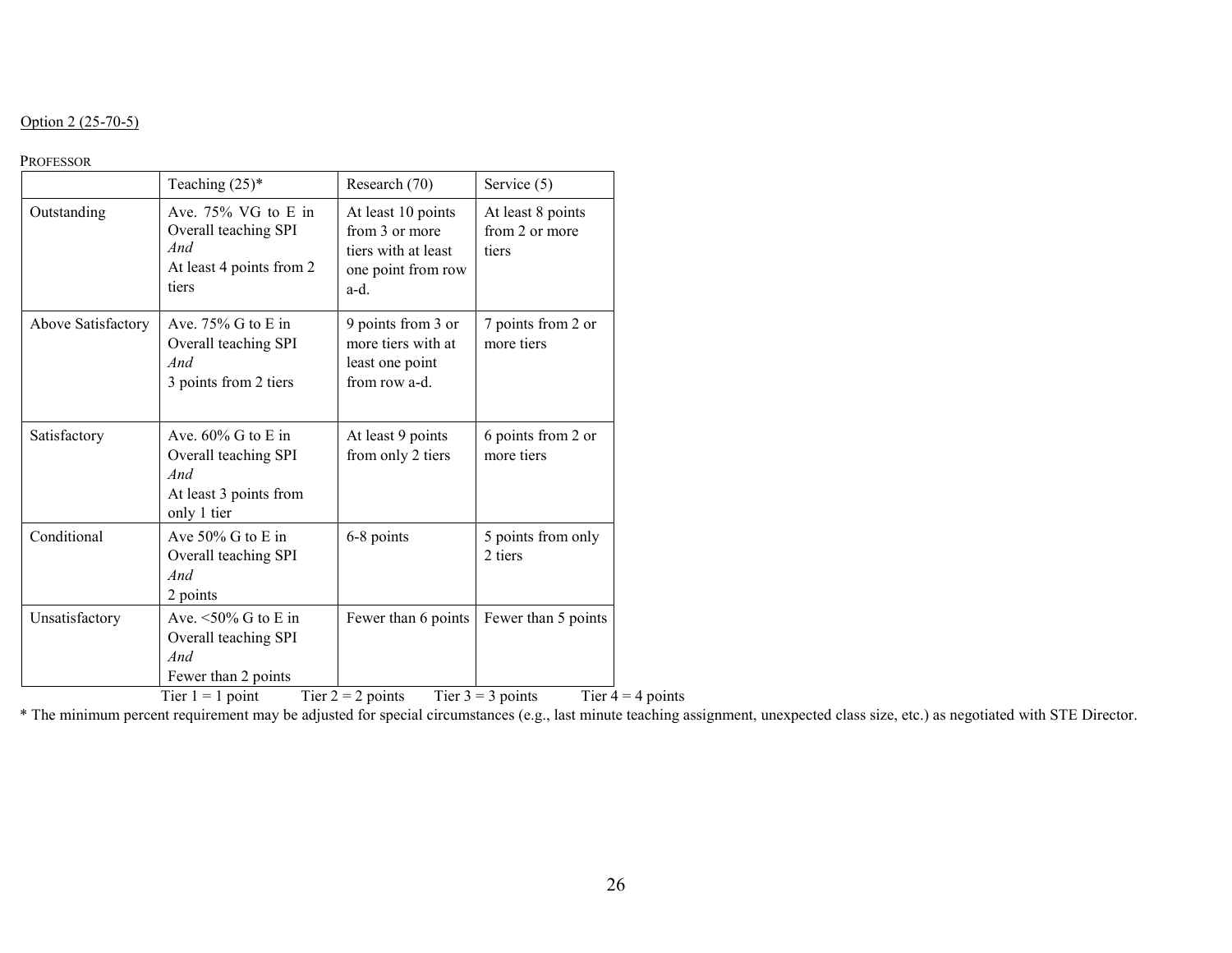Option 2 (25-70-5)

PROFESSOR

| | Teaching (25)* | Research (70) | Service (5) |
|---|---|---|---|
| Outstanding | Ave. 75% VG to E in Overall teaching SPI *And* At least 4 points from 2 tiers | At least 10 points from 3 or more tiers with at least one point from row a-d. | At least 8 points from 2 or more tiers |
| Above Satisfactory | Ave. 75% G to E in Overall teaching SPI *And* 3 points from 2 tiers | 9 points from 3 or more tiers with at least one point from row a-d. | 7 points from 2 or more tiers |
| Satisfactory | Ave. 60% G to E in Overall teaching SPI *And* At least 3 points from only 1 tier | At least 9 points from only 2 tiers | 6 points from 2 or more tiers |
| Conditional | Ave 50% G to E in Overall teaching SPI *And* 2 points | 6-8 points | 5 points from only 2 tiers |
| Unsatisfactory | Ave. <50% G to E in Overall teaching SPI *And* Fewer than 2 points | Fewer than 6 points | Fewer than 5 points |

Tier 1 = 1 point Tier 2 = 2 points Tier 3 = 3 points Tier 4 = 4 points

* The minimum percent requirement may be adjusted for special circumstances (e.g., last minute teaching assignment, unexpected class size, etc.) as negotiated with STE Director.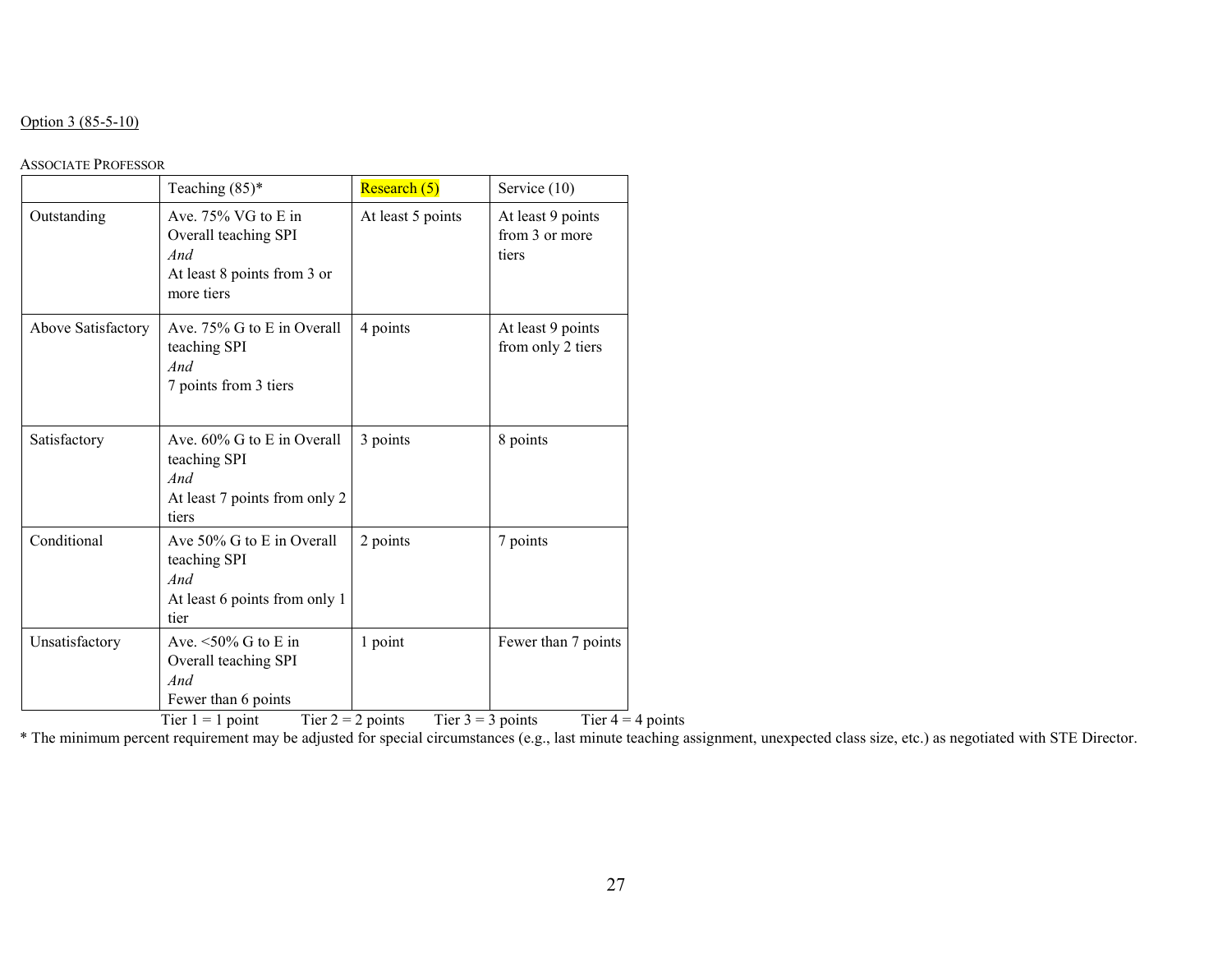Option 3 (85-5-10)

ASSOCIATE PROFESSOR

| | Teaching (85)* | Research (5) | Service (10) |
|---|---|---|---|
| Outstanding | Ave. 75% VG to E in Overall teaching SPI *And* At least 8 points from 3 or more tiers | At least 5 points | At least 9 points from 3 or more tiers |
| Above Satisfactory | Ave. 75% G to E in Overall teaching SPI *And* 7 points from 3 tiers | 4 points | At least 9 points from only 2 tiers |
| Satisfactory | Ave. 60% G to E in Overall teaching SPI *And* At least 7 points from only 2 tiers | 3 points | 8 points |
| Conditional | Ave 50% G to E in Overall teaching SPI *And* At least 6 points from only 1 tier | 2 points | 7 points |
| Unsatisfactory | Ave. <50% G to E in Overall teaching SPI *And* Fewer than 6 points | 1 point | Fewer than 7 points |

Tier 1 = 1 point  Tier 2 = 2 points  Tier 3 = 3 points  Tier 4 = 4 points

* The minimum percent requirement may be adjusted for special circumstances (e.g., last minute teaching assignment, unexpected class size, etc.) as negotiated with STE Director.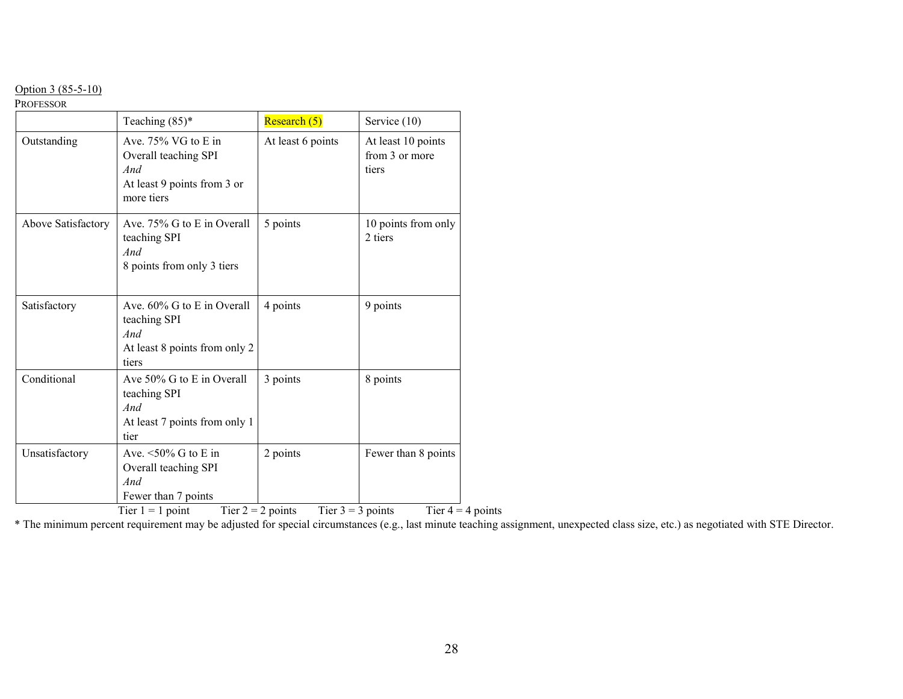Option 3 (85-5-10)

PROFESSOR

| | Teaching (85)* | Research (5) | Service (10) |
|---|---|---|---|
| Outstanding | Ave. 75% VG to E in Overall teaching SPI *And* At least 9 points from 3 or more tiers | At least 6 points | At least 10 points from 3 or more tiers |
| Above Satisfactory | Ave. 75% G to E in Overall teaching SPI *And* 8 points from only 3 tiers | 5 points | 10 points from only 2 tiers |
| Satisfactory | Ave. 60% G to E in Overall teaching SPI *And* At least 8 points from only 2 tiers | 4 points | 9 points |
| Conditional | Ave 50% G to E in Overall teaching SPI *And* At least 7 points from only 1 tier | 3 points | 8 points |
| Unsatisfactory | Ave. <50% G to E in Overall teaching SPI *And* Fewer than 7 points | 2 points | Fewer than 8 points |

Tier 1 = 1 point Tier 2 = 2 points Tier 3 = 3 points Tier 4 = 4 points

* The minimum percent requirement may be adjusted for special circumstances (e.g., last minute teaching assignment, unexpected class size, etc.) as negotiated with STE Director.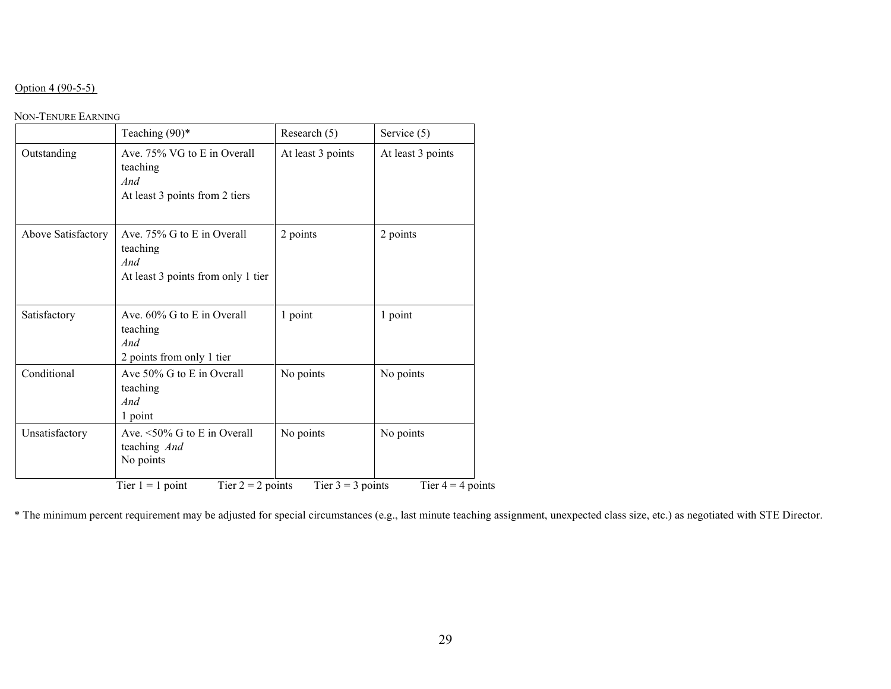Option 4 (90-5-5)

NON-TENURE EARNING

| | Teaching (90)* | Research (5) | Service (5) |
|---|---|---|---|
| Outstanding | Ave. 75% VG to E in Overall teaching *And* At least 3 points from 2 tiers | At least 3 points | At least 3 points |
| Above Satisfactory | Ave. 75% G to E in Overall teaching *And* At least 3 points from only 1 tier | 2 points | 2 points |
| Satisfactory | Ave. 60% G to E in Overall teaching *And* 2 points from only 1 tier | 1 point | 1 point |
| Conditional | Ave 50% G to E in Overall teaching *And* 1 point | No points | No points |
| Unsatisfactory | Ave. <50% G to E in Overall teaching *And* No points | No points | No points |

Tier 1 = 1 point  Tier 2 = 2 points  Tier 3 = 3 points  Tier 4 = 4 points

* The minimum percent requirement may be adjusted for special circumstances (e.g., last minute teaching assignment, unexpected class size, etc.) as negotiated with STE Director.